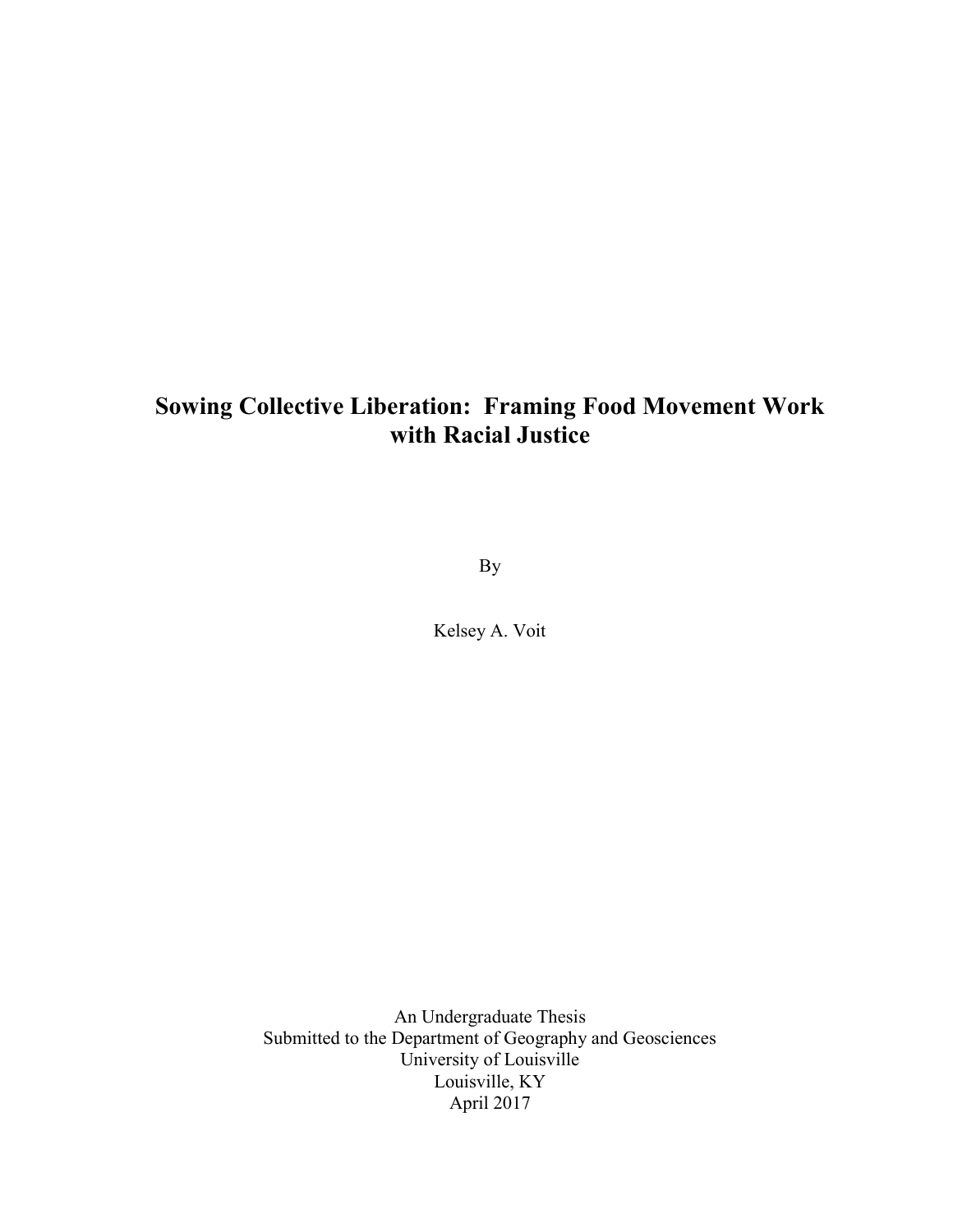# Sowing Collective Liberation: Framing Food Movement Work with Racial Justice

By

Kelsey A. Voit

An Undergraduate Thesis
Submitted to the Department of Geography and Geosciences
University of Louisville
Louisville, KY
April 2017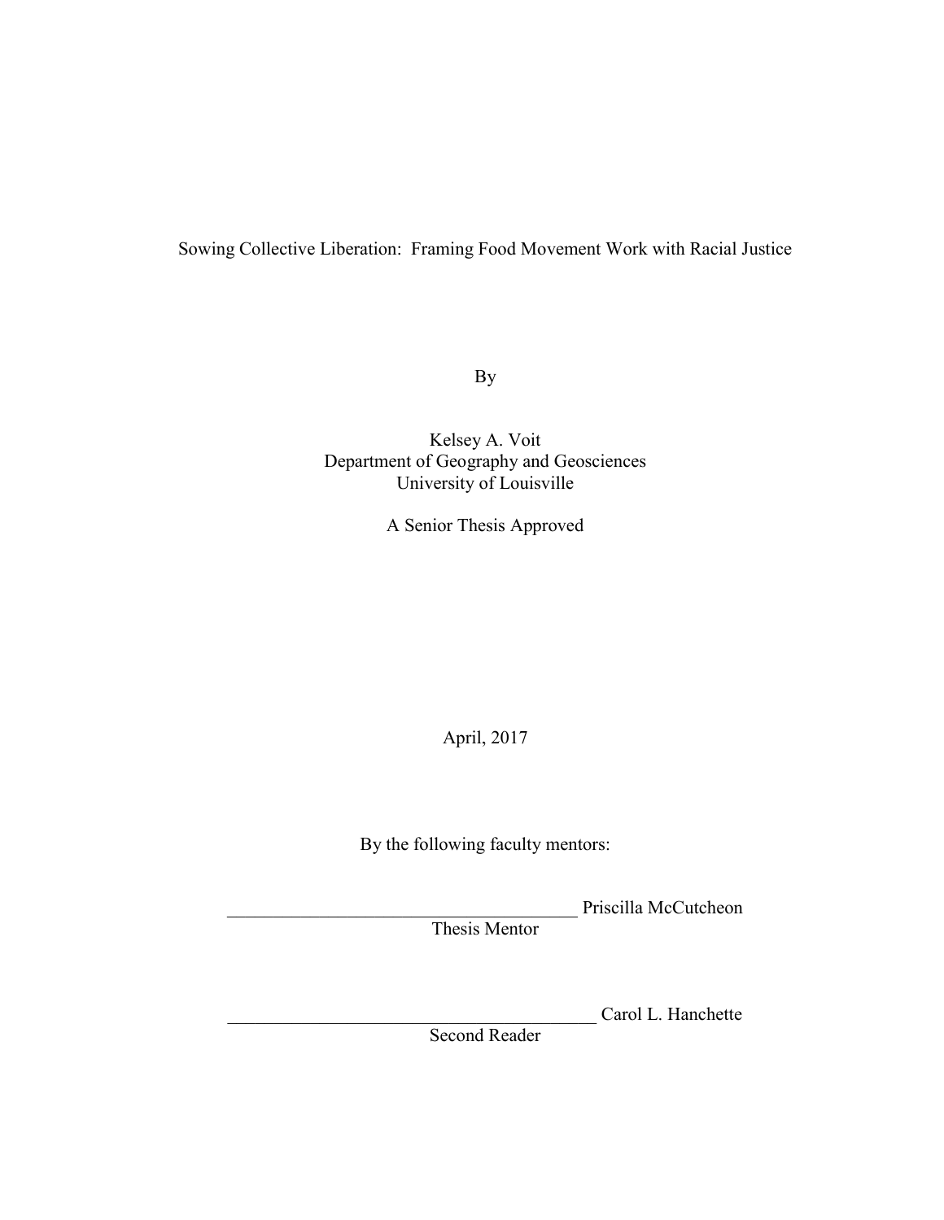Sowing Collective Liberation: Framing Food Movement Work with Racial Justice

By

Kelsey A. Voit
Department of Geography and Geosciences
University of Louisville

A Senior Thesis Approved

April, 2017

By the following faculty mentors:

_________________________________________ Priscilla McCutcheon
Thesis Mentor

___________________________________________ Carol L. Hanchette
Second Reader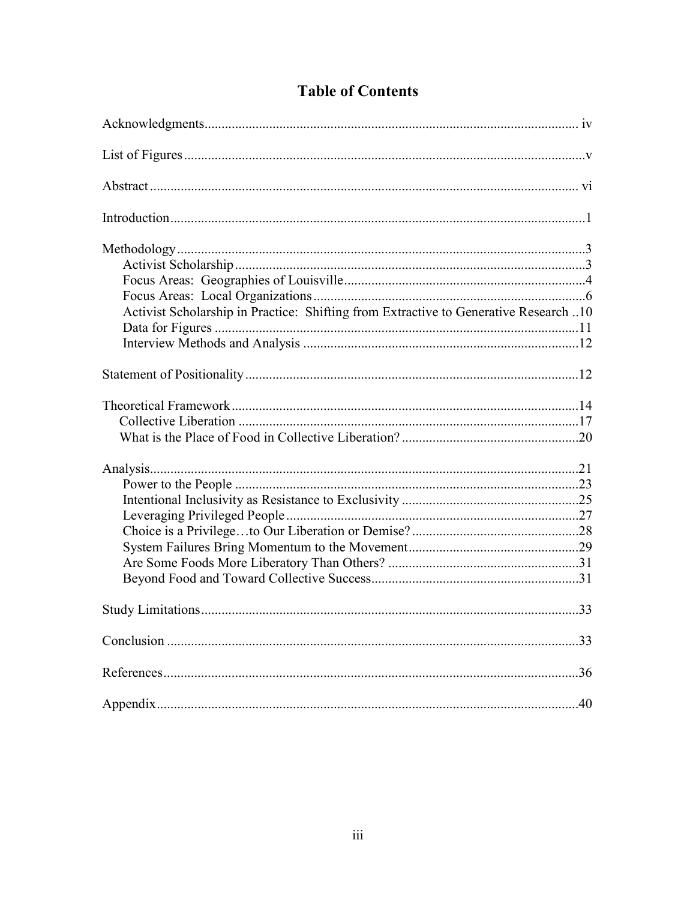# Table of Contents

Acknowledgments ..... iv

List of Figures ..... v

Abstract ..... vi

Introduction ..... 1

Methodology ..... 3
- Activist Scholarship ..... 3
- Focus Areas: Geographies of Louisville ..... 4
- Focus Areas: Local Organizations ..... 6
- Activist Scholarship in Practice: Shifting from Extractive to Generative Research ..... 10
- Data for Figures ..... 11
- Interview Methods and Analysis ..... 12

Statement of Positionality ..... 12

Theoretical Framework ..... 14
- Collective Liberation ..... 17
- What is the Place of Food in Collective Liberation? ..... 20

Analysis ..... 21
- Power to the People ..... 23
- Intentional Inclusivity as Resistance to Exclusivity ..... 25
- Leveraging Privileged People ..... 27
- Choice is a Privilege…to Our Liberation or Demise? ..... 28
- System Failures Bring Momentum to the Movement ..... 29
- Are Some Foods More Liberatory Than Others? ..... 31
- Beyond Food and Toward Collective Success ..... 31

Study Limitations ..... 33

Conclusion ..... 33

References ..... 36

Appendix ..... 40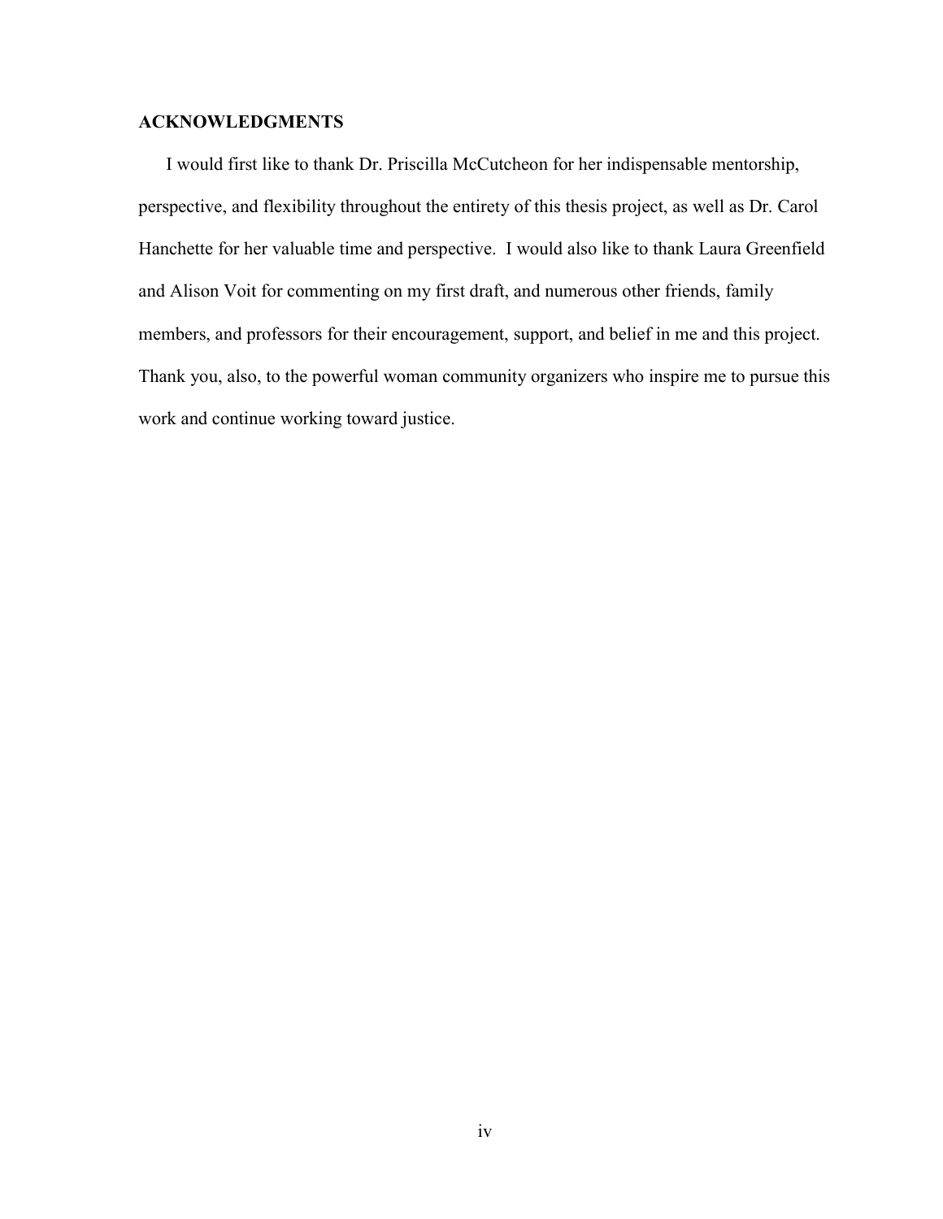## ACKNOWLEDGMENTS

I would first like to thank Dr. Priscilla McCutcheon for her indispensable mentorship, perspective, and flexibility throughout the entirety of this thesis project, as well as Dr. Carol Hanchette for her valuable time and perspective. I would also like to thank Laura Greenfield and Alison Voit for commenting on my first draft, and numerous other friends, family members, and professors for their encouragement, support, and belief in me and this project. Thank you, also, to the powerful woman community organizers who inspire me to pursue this work and continue working toward justice.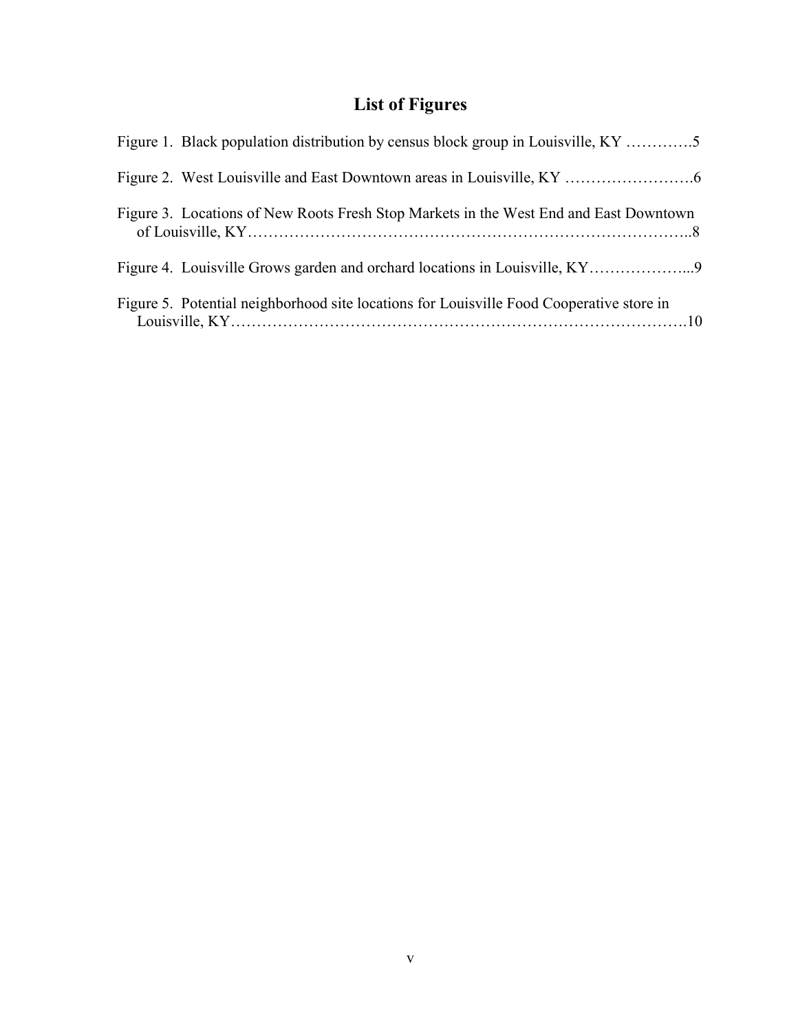# List of Figures

Figure 1. Black population distribution by census block group in Louisville, KY ………….5

Figure 2. West Louisville and East Downtown areas in Louisville, KY …………………….6

Figure 3. Locations of New Roots Fresh Stop Markets in the West End and East Downtown of Louisville, KY………………………………………………………………………..8

Figure 4. Louisville Grows garden and orchard locations in Louisville, KY………………...9

Figure 5. Potential neighborhood site locations for Louisville Food Cooperative store in Louisville, KY……………………………………………………………………….10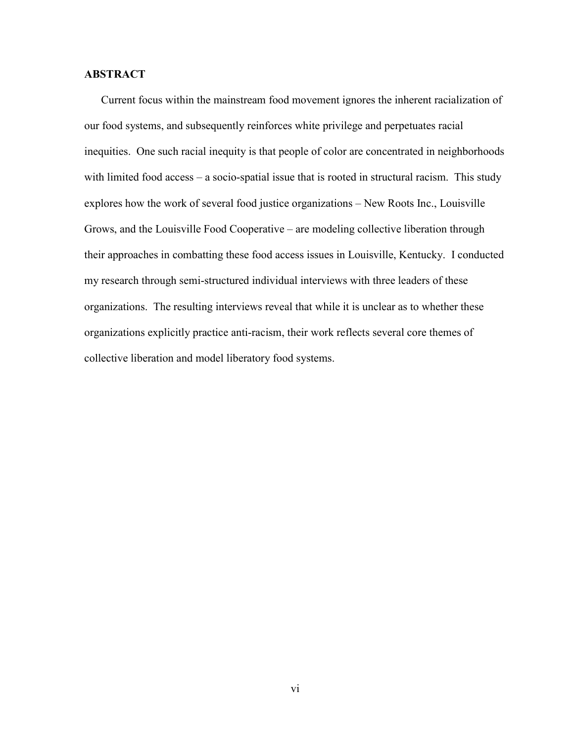## ABSTRACT

Current focus within the mainstream food movement ignores the inherent racialization of our food systems, and subsequently reinforces white privilege and perpetuates racial inequities. One such racial inequity is that people of color are concentrated in neighborhoods with limited food access – a socio-spatial issue that is rooted in structural racism. This study explores how the work of several food justice organizations – New Roots Inc., Louisville Grows, and the Louisville Food Cooperative – are modeling collective liberation through their approaches in combatting these food access issues in Louisville, Kentucky. I conducted my research through semi-structured individual interviews with three leaders of these organizations. The resulting interviews reveal that while it is unclear as to whether these organizations explicitly practice anti-racism, their work reflects several core themes of collective liberation and model liberatory food systems.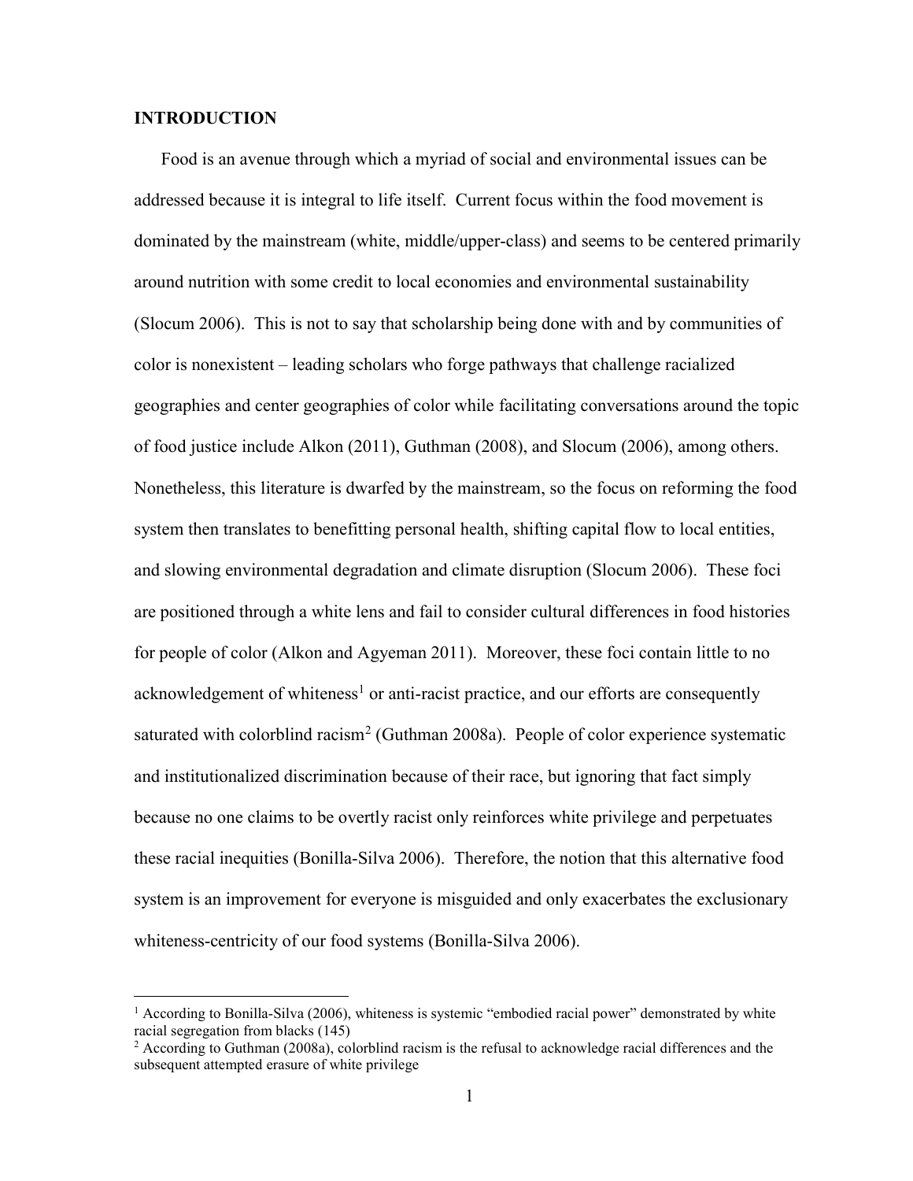## INTRODUCTION

Food is an avenue through which a myriad of social and environmental issues can be addressed because it is integral to life itself. Current focus within the food movement is dominated by the mainstream (white, middle/upper-class) and seems to be centered primarily around nutrition with some credit to local economies and environmental sustainability (Slocum 2006). This is not to say that scholarship being done with and by communities of color is nonexistent – leading scholars who forge pathways that challenge racialized geographies and center geographies of color while facilitating conversations around the topic of food justice include Alkon (2011), Guthman (2008), and Slocum (2006), among others. Nonetheless, this literature is dwarfed by the mainstream, so the focus on reforming the food system then translates to benefitting personal health, shifting capital flow to local entities, and slowing environmental degradation and climate disruption (Slocum 2006). These foci are positioned through a white lens and fail to consider cultural differences in food histories for people of color (Alkon and Agyeman 2011). Moreover, these foci contain little to no acknowledgement of whiteness[1] or anti-racist practice, and our efforts are consequently saturated with colorblind racism[2] (Guthman 2008a). People of color experience systematic and institutionalized discrimination because of their race, but ignoring that fact simply because no one claims to be overtly racist only reinforces white privilege and perpetuates these racial inequities (Bonilla-Silva 2006). Therefore, the notion that this alternative food system is an improvement for everyone is misguided and only exacerbates the exclusionary whiteness-centricity of our food systems (Bonilla-Silva 2006).

[1] According to Bonilla-Silva (2006), whiteness is systemic "embodied racial power" demonstrated by white racial segregation from blacks (145)

[2] According to Guthman (2008a), colorblind racism is the refusal to acknowledge racial differences and the subsequent attempted erasure of white privilege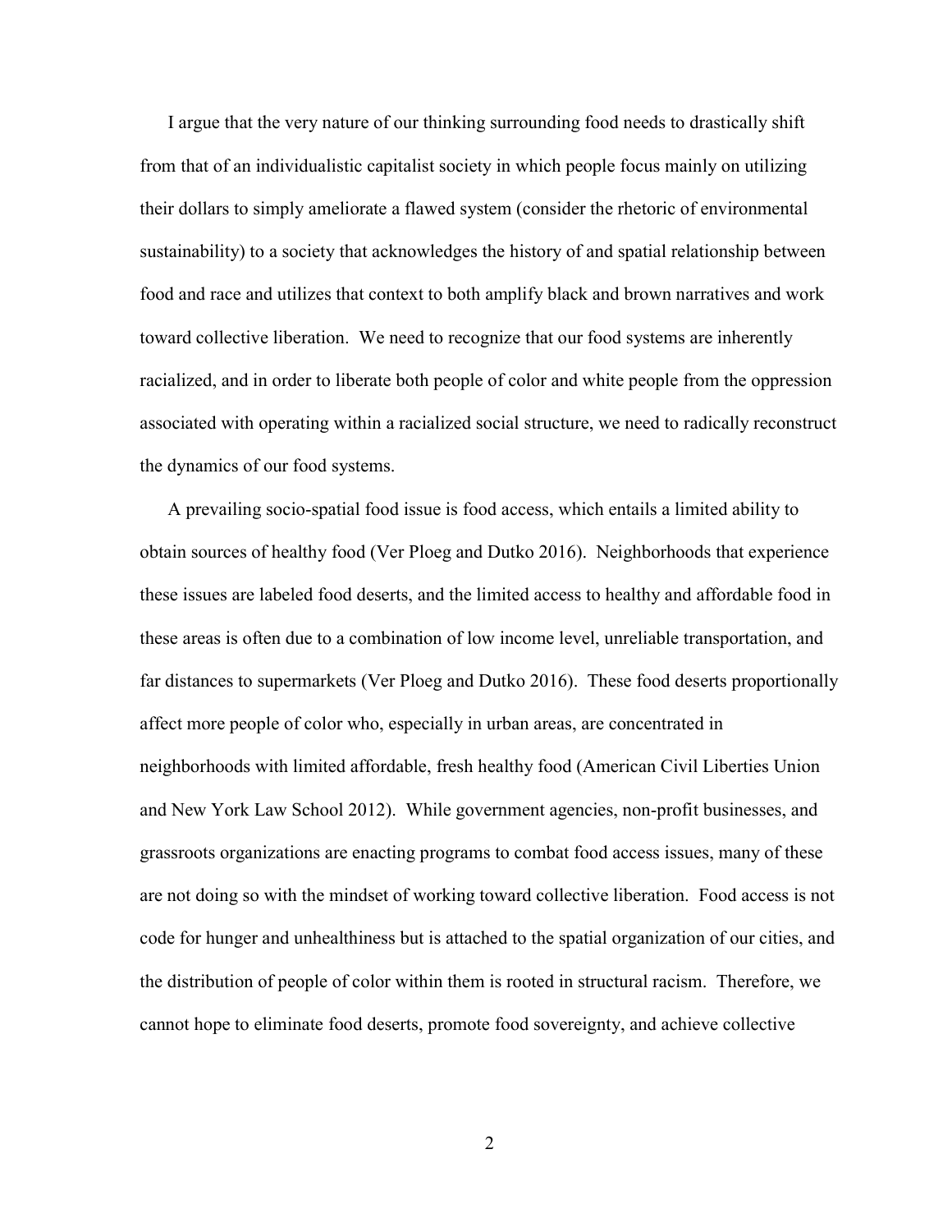I argue that the very nature of our thinking surrounding food needs to drastically shift from that of an individualistic capitalist society in which people focus mainly on utilizing their dollars to simply ameliorate a flawed system (consider the rhetoric of environmental sustainability) to a society that acknowledges the history of and spatial relationship between food and race and utilizes that context to both amplify black and brown narratives and work toward collective liberation. We need to recognize that our food systems are inherently racialized, and in order to liberate both people of color and white people from the oppression associated with operating within a racialized social structure, we need to radically reconstruct the dynamics of our food systems.

A prevailing socio-spatial food issue is food access, which entails a limited ability to obtain sources of healthy food (Ver Ploeg and Dutko 2016). Neighborhoods that experience these issues are labeled food deserts, and the limited access to healthy and affordable food in these areas is often due to a combination of low income level, unreliable transportation, and far distances to supermarkets (Ver Ploeg and Dutko 2016). These food deserts proportionally affect more people of color who, especially in urban areas, are concentrated in neighborhoods with limited affordable, fresh healthy food (American Civil Liberties Union and New York Law School 2012). While government agencies, non-profit businesses, and grassroots organizations are enacting programs to combat food access issues, many of these are not doing so with the mindset of working toward collective liberation. Food access is not code for hunger and unhealthiness but is attached to the spatial organization of our cities, and the distribution of people of color within them is rooted in structural racism. Therefore, we cannot hope to eliminate food deserts, promote food sovereignty, and achieve collective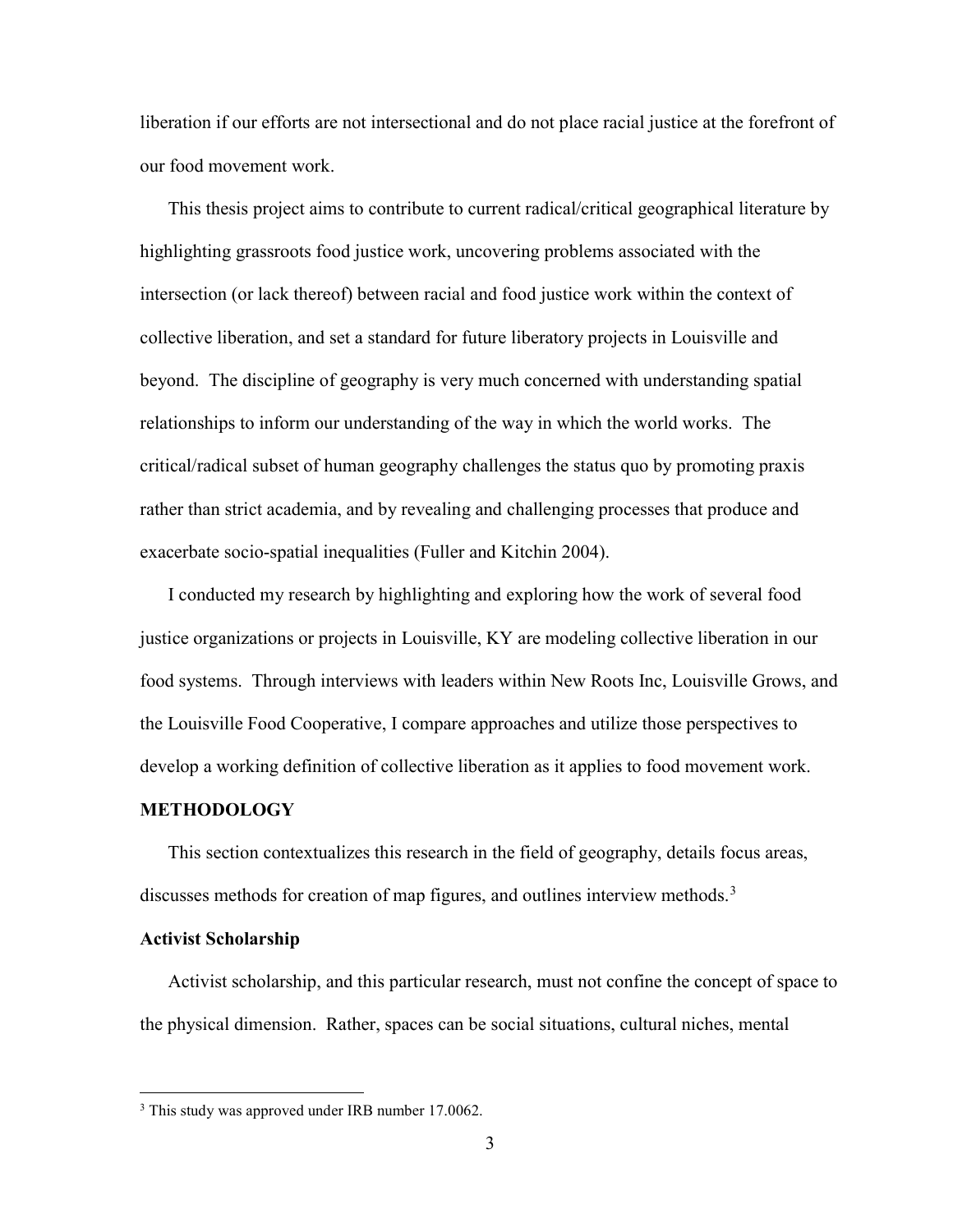liberation if our efforts are not intersectional and do not place racial justice at the forefront of our food movement work.

This thesis project aims to contribute to current radical/critical geographical literature by highlighting grassroots food justice work, uncovering problems associated with the intersection (or lack thereof) between racial and food justice work within the context of collective liberation, and set a standard for future liberatory projects in Louisville and beyond. The discipline of geography is very much concerned with understanding spatial relationships to inform our understanding of the way in which the world works. The critical/radical subset of human geography challenges the status quo by promoting praxis rather than strict academia, and by revealing and challenging processes that produce and exacerbate socio-spatial inequalities (Fuller and Kitchin 2004).

I conducted my research by highlighting and exploring how the work of several food justice organizations or projects in Louisville, KY are modeling collective liberation in our food systems. Through interviews with leaders within New Roots Inc, Louisville Grows, and the Louisville Food Cooperative, I compare approaches and utilize those perspectives to develop a working definition of collective liberation as it applies to food movement work.

## METHODOLOGY

This section contextualizes this research in the field of geography, details focus areas, discusses methods for creation of map figures, and outlines interview methods.[3]

### Activist Scholarship

Activist scholarship, and this particular research, must not confine the concept of space to the physical dimension. Rather, spaces can be social situations, cultural niches, mental

---

[3] This study was approved under IRB number 17.0062.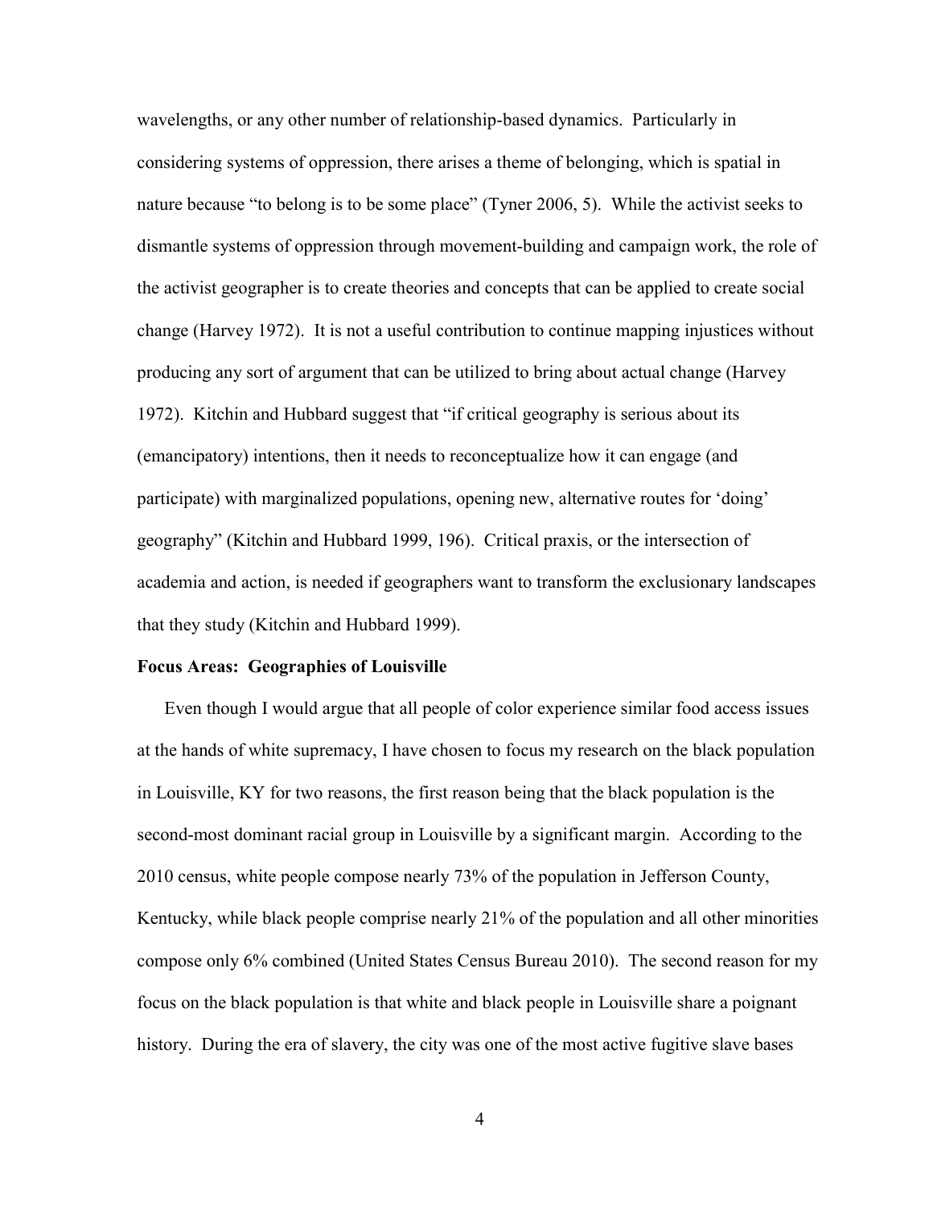wavelengths, or any other number of relationship-based dynamics. Particularly in considering systems of oppression, there arises a theme of belonging, which is spatial in nature because "to belong is to be some place" (Tyner 2006, 5). While the activist seeks to dismantle systems of oppression through movement-building and campaign work, the role of the activist geographer is to create theories and concepts that can be applied to create social change (Harvey 1972). It is not a useful contribution to continue mapping injustices without producing any sort of argument that can be utilized to bring about actual change (Harvey 1972). Kitchin and Hubbard suggest that "if critical geography is serious about its (emancipatory) intentions, then it needs to reconceptualize how it can engage (and participate) with marginalized populations, opening new, alternative routes for 'doing' geography" (Kitchin and Hubbard 1999, 196). Critical praxis, or the intersection of academia and action, is needed if geographers want to transform the exclusionary landscapes that they study (Kitchin and Hubbard 1999).

**Focus Areas: Geographies of Louisville**

Even though I would argue that all people of color experience similar food access issues at the hands of white supremacy, I have chosen to focus my research on the black population in Louisville, KY for two reasons, the first reason being that the black population is the second-most dominant racial group in Louisville by a significant margin. According to the 2010 census, white people compose nearly 73% of the population in Jefferson County, Kentucky, while black people comprise nearly 21% of the population and all other minorities compose only 6% combined (United States Census Bureau 2010). The second reason for my focus on the black population is that white and black people in Louisville share a poignant history. During the era of slavery, the city was one of the most active fugitive slave bases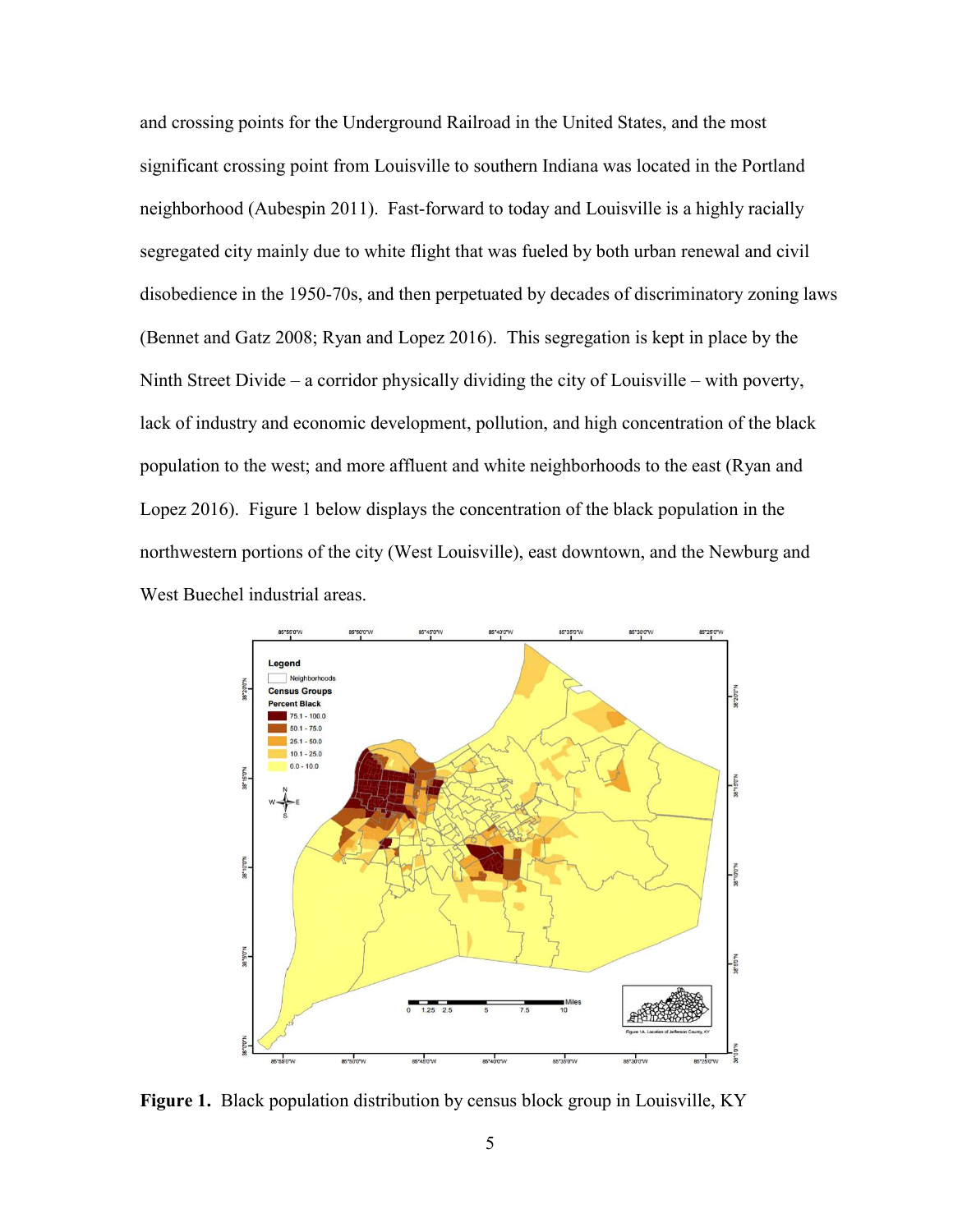and crossing points for the Underground Railroad in the United States, and the most significant crossing point from Louisville to southern Indiana was located in the Portland neighborhood (Aubespin 2011). Fast-forward to today and Louisville is a highly racially segregated city mainly due to white flight that was fueled by both urban renewal and civil disobedience in the 1950-70s, and then perpetuated by decades of discriminatory zoning laws (Bennet and Gatz 2008; Ryan and Lopez 2016). This segregation is kept in place by the Ninth Street Divide – a corridor physically dividing the city of Louisville – with poverty, lack of industry and economic development, pollution, and high concentration of the black population to the west; and more affluent and white neighborhoods to the east (Ryan and Lopez 2016). Figure 1 below displays the concentration of the black population in the northwestern portions of the city (West Louisville), east downtown, and the Newburg and West Buechel industrial areas.

**Figure 1.** Black population distribution by census block group in Louisville, KY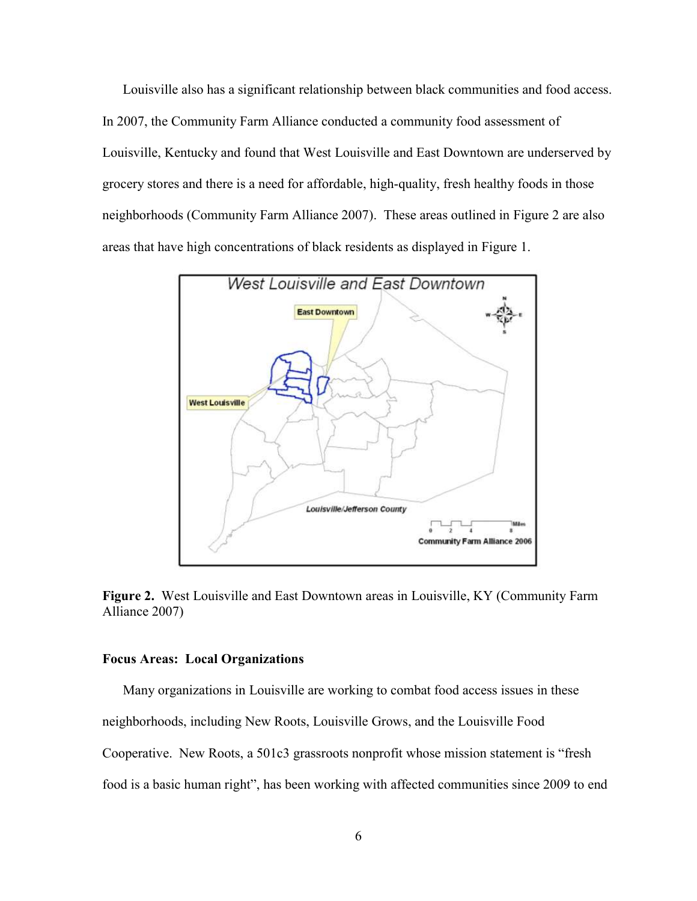Louisville also has a significant relationship between black communities and food access. In 2007, the Community Farm Alliance conducted a community food assessment of Louisville, Kentucky and found that West Louisville and East Downtown are underserved by grocery stores and there is a need for affordable, high-quality, fresh healthy foods in those neighborhoods (Community Farm Alliance 2007). These areas outlined in Figure 2 are also areas that have high concentrations of black residents as displayed in Figure 1.

**Figure 2.** West Louisville and East Downtown areas in Louisville, KY (Community Farm Alliance 2007)

**Focus Areas: Local Organizations**

Many organizations in Louisville are working to combat food access issues in these neighborhoods, including New Roots, Louisville Grows, and the Louisville Food Cooperative. New Roots, a 501c3 grassroots nonprofit whose mission statement is "fresh food is a basic human right", has been working with affected communities since 2009 to end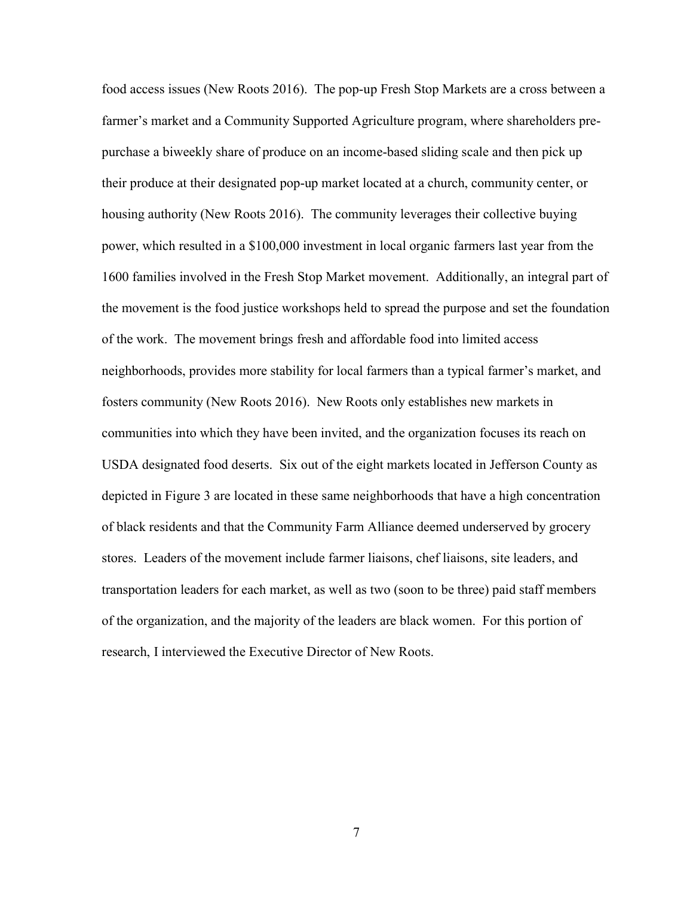food access issues (New Roots 2016). The pop-up Fresh Stop Markets are a cross between a farmer's market and a Community Supported Agriculture program, where shareholders pre-purchase a biweekly share of produce on an income-based sliding scale and then pick up their produce at their designated pop-up market located at a church, community center, or housing authority (New Roots 2016). The community leverages their collective buying power, which resulted in a $100,000 investment in local organic farmers last year from the 1600 families involved in the Fresh Stop Market movement. Additionally, an integral part of the movement is the food justice workshops held to spread the purpose and set the foundation of the work. The movement brings fresh and affordable food into limited access neighborhoods, provides more stability for local farmers than a typical farmer's market, and fosters community (New Roots 2016). New Roots only establishes new markets in communities into which they have been invited, and the organization focuses its reach on USDA designated food deserts. Six out of the eight markets located in Jefferson County as depicted in Figure 3 are located in these same neighborhoods that have a high concentration of black residents and that the Community Farm Alliance deemed underserved by grocery stores. Leaders of the movement include farmer liaisons, chef liaisons, site leaders, and transportation leaders for each market, as well as two (soon to be three) paid staff members of the organization, and the majority of the leaders are black women. For this portion of research, I interviewed the Executive Director of New Roots.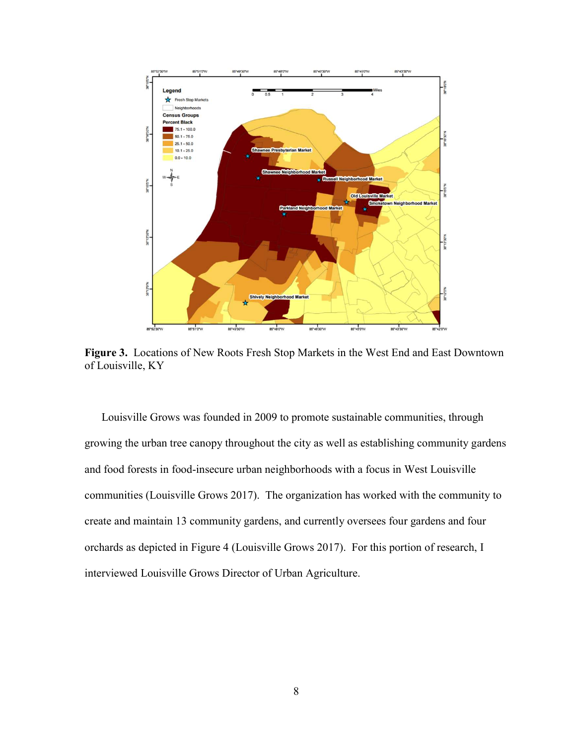**Figure 3.** Locations of New Roots Fresh Stop Markets in the West End and East Downtown of Louisville, KY

Louisville Grows was founded in 2009 to promote sustainable communities, through growing the urban tree canopy throughout the city as well as establishing community gardens and food forests in food-insecure urban neighborhoods with a focus in West Louisville communities (Louisville Grows 2017). The organization has worked with the community to create and maintain 13 community gardens, and currently oversees four gardens and four orchards as depicted in Figure 4 (Louisville Grows 2017). For this portion of research, I interviewed Louisville Grows Director of Urban Agriculture.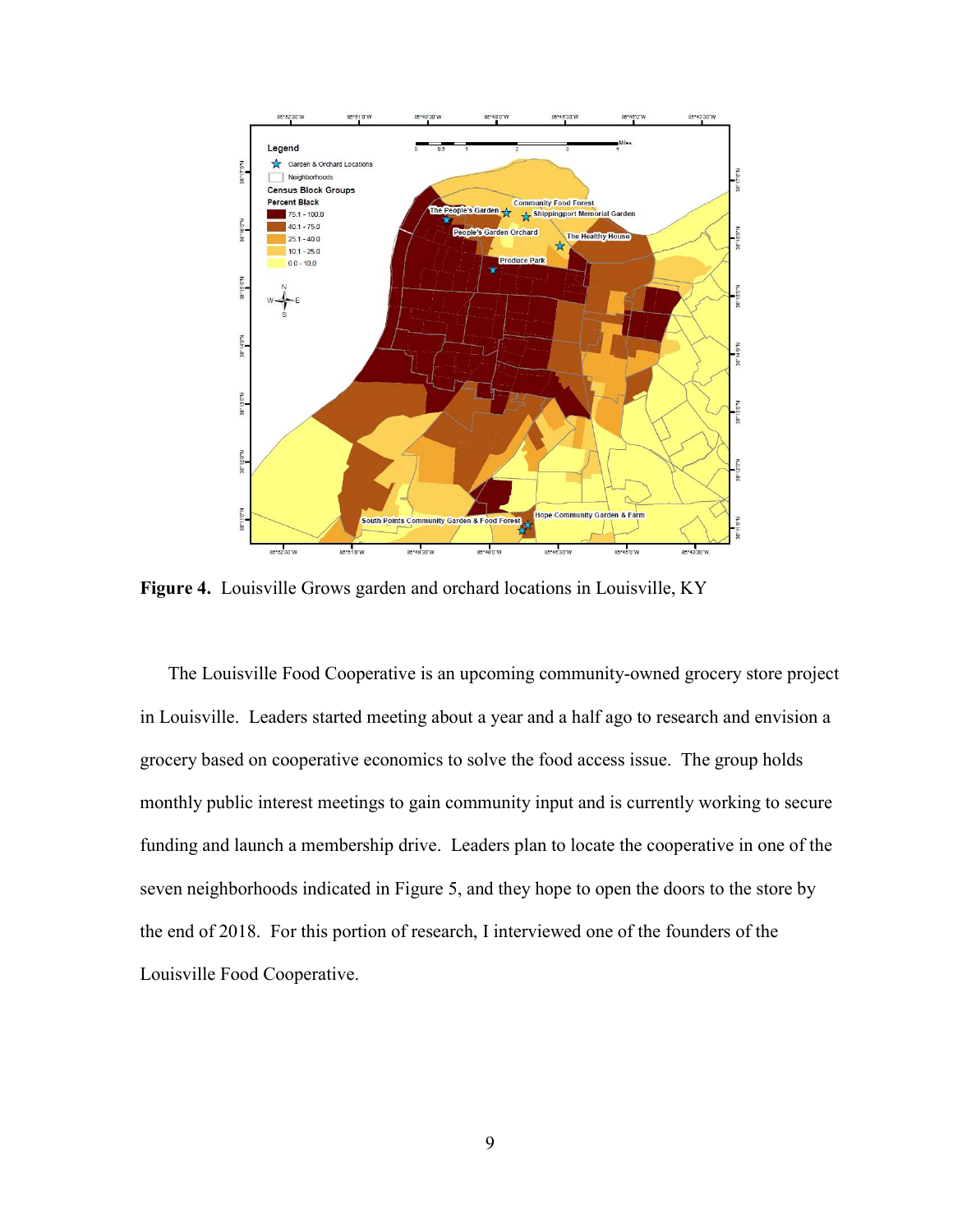**Figure 4.** Louisville Grows garden and orchard locations in Louisville, KY

The Louisville Food Cooperative is an upcoming community-owned grocery store project in Louisville. Leaders started meeting about a year and a half ago to research and envision a grocery based on cooperative economics to solve the food access issue. The group holds monthly public interest meetings to gain community input and is currently working to secure funding and launch a membership drive. Leaders plan to locate the cooperative in one of the seven neighborhoods indicated in Figure 5, and they hope to open the doors to the store by the end of 2018. For this portion of research, I interviewed one of the founders of the Louisville Food Cooperative.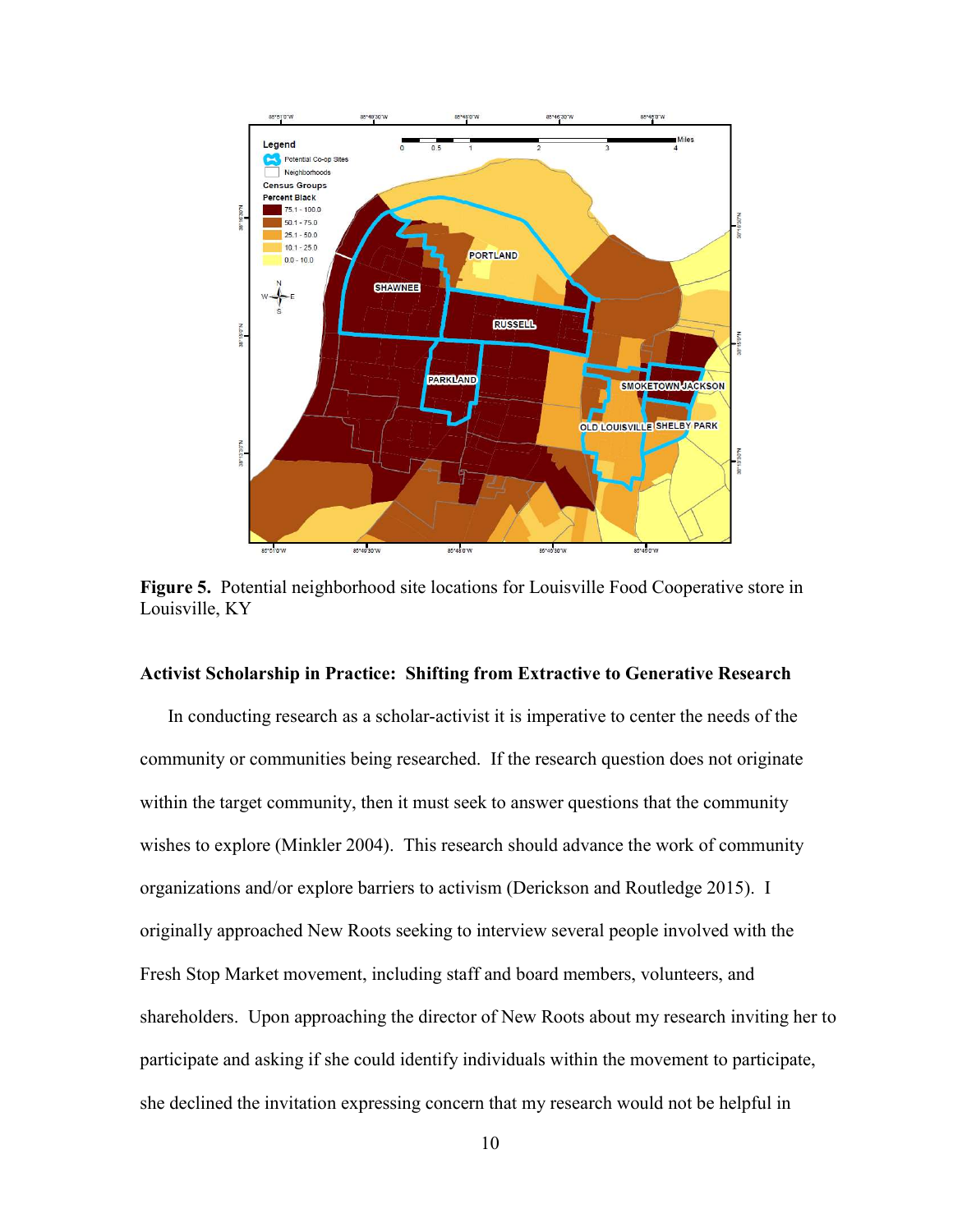**Figure 5.** Potential neighborhood site locations for Louisville Food Cooperative store in Louisville, KY

**Activist Scholarship in Practice: Shifting from Extractive to Generative Research**

In conducting research as a scholar-activist it is imperative to center the needs of the community or communities being researched. If the research question does not originate within the target community, then it must seek to answer questions that the community wishes to explore (Minkler 2004). This research should advance the work of community organizations and/or explore barriers to activism (Derickson and Routledge 2015). I originally approached New Roots seeking to interview several people involved with the Fresh Stop Market movement, including staff and board members, volunteers, and shareholders. Upon approaching the director of New Roots about my research inviting her to participate and asking if she could identify individuals within the movement to participate, she declined the invitation expressing concern that my research would not be helpful in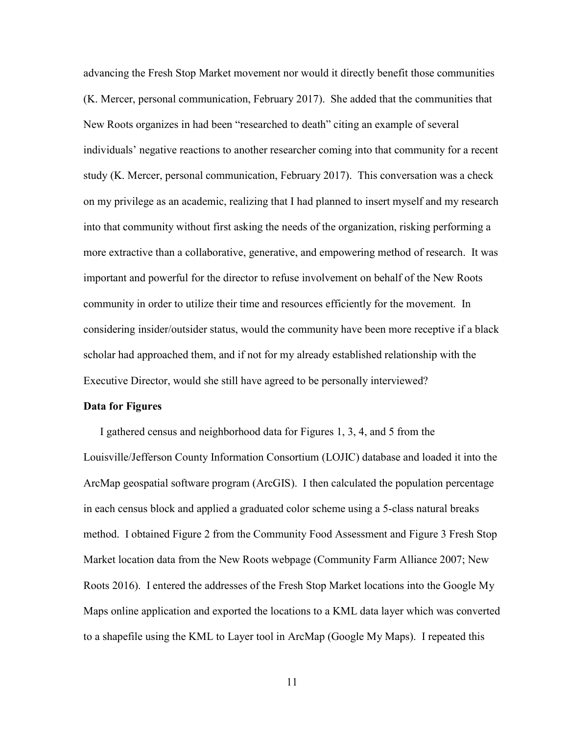advancing the Fresh Stop Market movement nor would it directly benefit those communities (K. Mercer, personal communication, February 2017). She added that the communities that New Roots organizes in had been "researched to death" citing an example of several individuals' negative reactions to another researcher coming into that community for a recent study (K. Mercer, personal communication, February 2017). This conversation was a check on my privilege as an academic, realizing that I had planned to insert myself and my research into that community without first asking the needs of the organization, risking performing a more extractive than a collaborative, generative, and empowering method of research. It was important and powerful for the director to refuse involvement on behalf of the New Roots community in order to utilize their time and resources efficiently for the movement. In considering insider/outsider status, would the community have been more receptive if a black scholar had approached them, and if not for my already established relationship with the Executive Director, would she still have agreed to be personally interviewed?

**Data for Figures**

I gathered census and neighborhood data for Figures 1, 3, 4, and 5 from the Louisville/Jefferson County Information Consortium (LOJIC) database and loaded it into the ArcMap geospatial software program (ArcGIS). I then calculated the population percentage in each census block and applied a graduated color scheme using a 5-class natural breaks method. I obtained Figure 2 from the Community Food Assessment and Figure 3 Fresh Stop Market location data from the New Roots webpage (Community Farm Alliance 2007; New Roots 2016). I entered the addresses of the Fresh Stop Market locations into the Google My Maps online application and exported the locations to a KML data layer which was converted to a shapefile using the KML to Layer tool in ArcMap (Google My Maps). I repeated this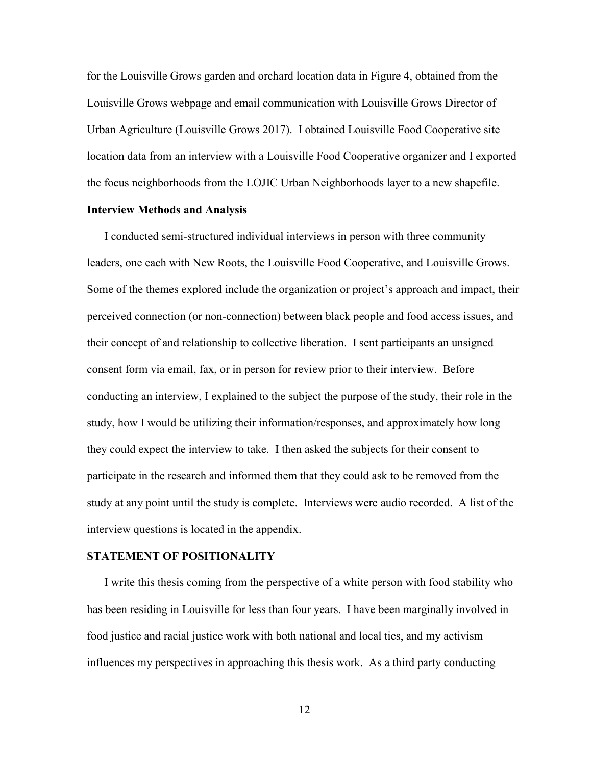for the Louisville Grows garden and orchard location data in Figure 4, obtained from the Louisville Grows webpage and email communication with Louisville Grows Director of Urban Agriculture (Louisville Grows 2017). I obtained Louisville Food Cooperative site location data from an interview with a Louisville Food Cooperative organizer and I exported the focus neighborhoods from the LOJIC Urban Neighborhoods layer to a new shapefile.

### Interview Methods and Analysis

I conducted semi-structured individual interviews in person with three community leaders, one each with New Roots, the Louisville Food Cooperative, and Louisville Grows. Some of the themes explored include the organization or project's approach and impact, their perceived connection (or non-connection) between black people and food access issues, and their concept of and relationship to collective liberation. I sent participants an unsigned consent form via email, fax, or in person for review prior to their interview. Before conducting an interview, I explained to the subject the purpose of the study, their role in the study, how I would be utilizing their information/responses, and approximately how long they could expect the interview to take. I then asked the subjects for their consent to participate in the research and informed them that they could ask to be removed from the study at any point until the study is complete. Interviews were audio recorded. A list of the interview questions is located in the appendix.

## STATEMENT OF POSITIONALITY

I write this thesis coming from the perspective of a white person with food stability who has been residing in Louisville for less than four years. I have been marginally involved in food justice and racial justice work with both national and local ties, and my activism influences my perspectives in approaching this thesis work. As a third party conducting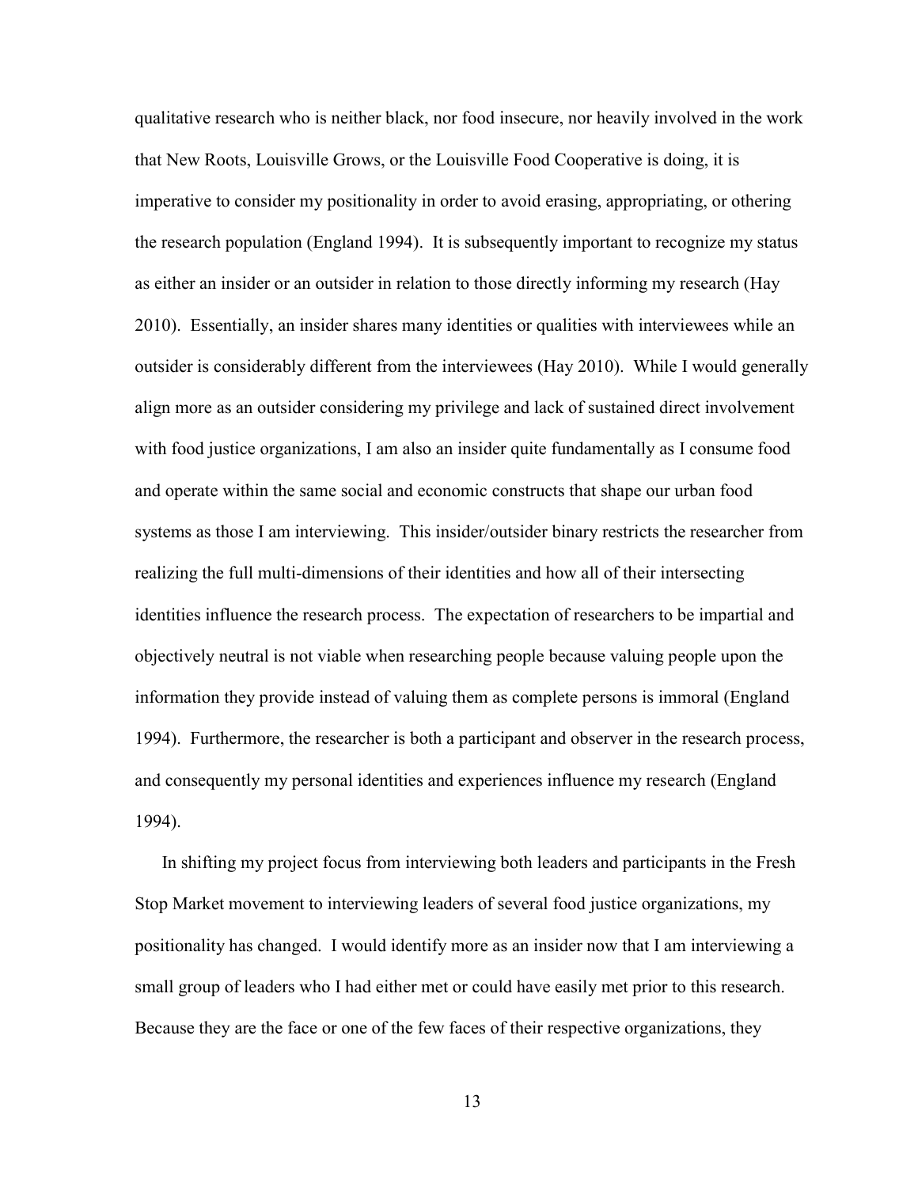qualitative research who is neither black, nor food insecure, nor heavily involved in the work that New Roots, Louisville Grows, or the Louisville Food Cooperative is doing, it is imperative to consider my positionality in order to avoid erasing, appropriating, or othering the research population (England 1994). It is subsequently important to recognize my status as either an insider or an outsider in relation to those directly informing my research (Hay 2010). Essentially, an insider shares many identities or qualities with interviewees while an outsider is considerably different from the interviewees (Hay 2010). While I would generally align more as an outsider considering my privilege and lack of sustained direct involvement with food justice organizations, I am also an insider quite fundamentally as I consume food and operate within the same social and economic constructs that shape our urban food systems as those I am interviewing. This insider/outsider binary restricts the researcher from realizing the full multi-dimensions of their identities and how all of their intersecting identities influence the research process. The expectation of researchers to be impartial and objectively neutral is not viable when researching people because valuing people upon the information they provide instead of valuing them as complete persons is immoral (England 1994). Furthermore, the researcher is both a participant and observer in the research process, and consequently my personal identities and experiences influence my research (England 1994).

In shifting my project focus from interviewing both leaders and participants in the Fresh Stop Market movement to interviewing leaders of several food justice organizations, my positionality has changed. I would identify more as an insider now that I am interviewing a small group of leaders who I had either met or could have easily met prior to this research. Because they are the face or one of the few faces of their respective organizations, they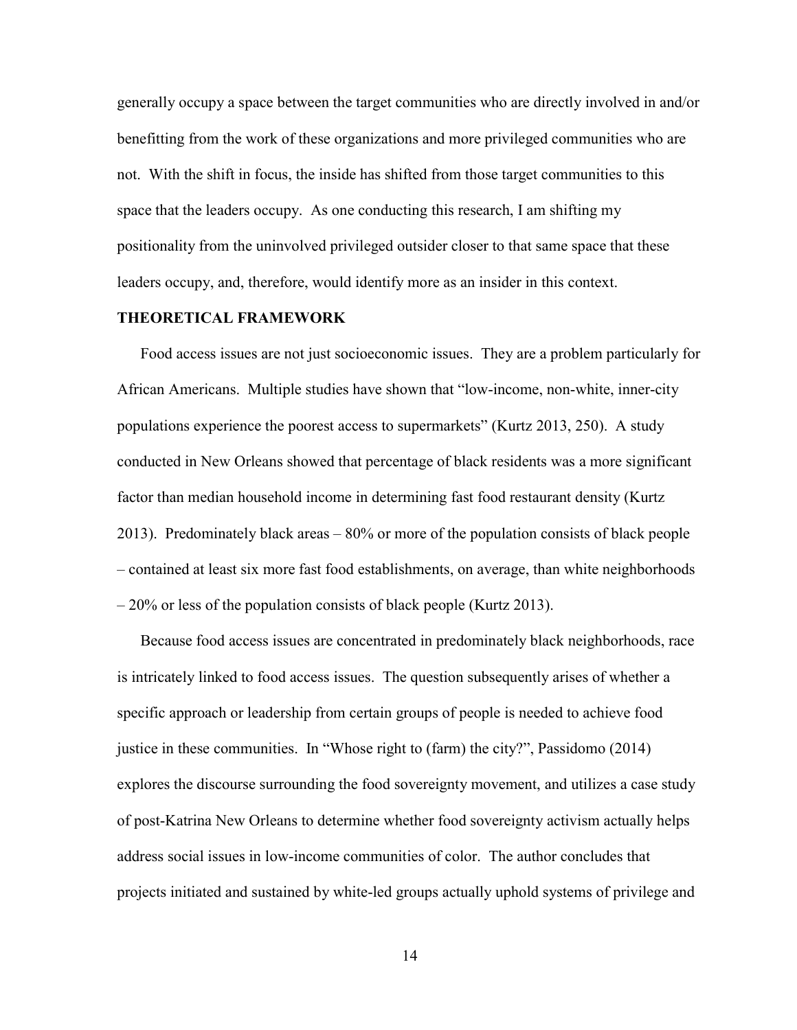generally occupy a space between the target communities who are directly involved in and/or benefitting from the work of these organizations and more privileged communities who are not. With the shift in focus, the inside has shifted from those target communities to this space that the leaders occupy. As one conducting this research, I am shifting my positionality from the uninvolved privileged outsider closer to that same space that these leaders occupy, and, therefore, would identify more as an insider in this context.

## THEORETICAL FRAMEWORK

Food access issues are not just socioeconomic issues. They are a problem particularly for African Americans. Multiple studies have shown that "low-income, non-white, inner-city populations experience the poorest access to supermarkets" (Kurtz 2013, 250). A study conducted in New Orleans showed that percentage of black residents was a more significant factor than median household income in determining fast food restaurant density (Kurtz 2013). Predominately black areas – 80% or more of the population consists of black people – contained at least six more fast food establishments, on average, than white neighborhoods – 20% or less of the population consists of black people (Kurtz 2013).

Because food access issues are concentrated in predominately black neighborhoods, race is intricately linked to food access issues. The question subsequently arises of whether a specific approach or leadership from certain groups of people is needed to achieve food justice in these communities. In "Whose right to (farm) the city?", Passidomo (2014) explores the discourse surrounding the food sovereignty movement, and utilizes a case study of post-Katrina New Orleans to determine whether food sovereignty activism actually helps address social issues in low-income communities of color. The author concludes that projects initiated and sustained by white-led groups actually uphold systems of privilege and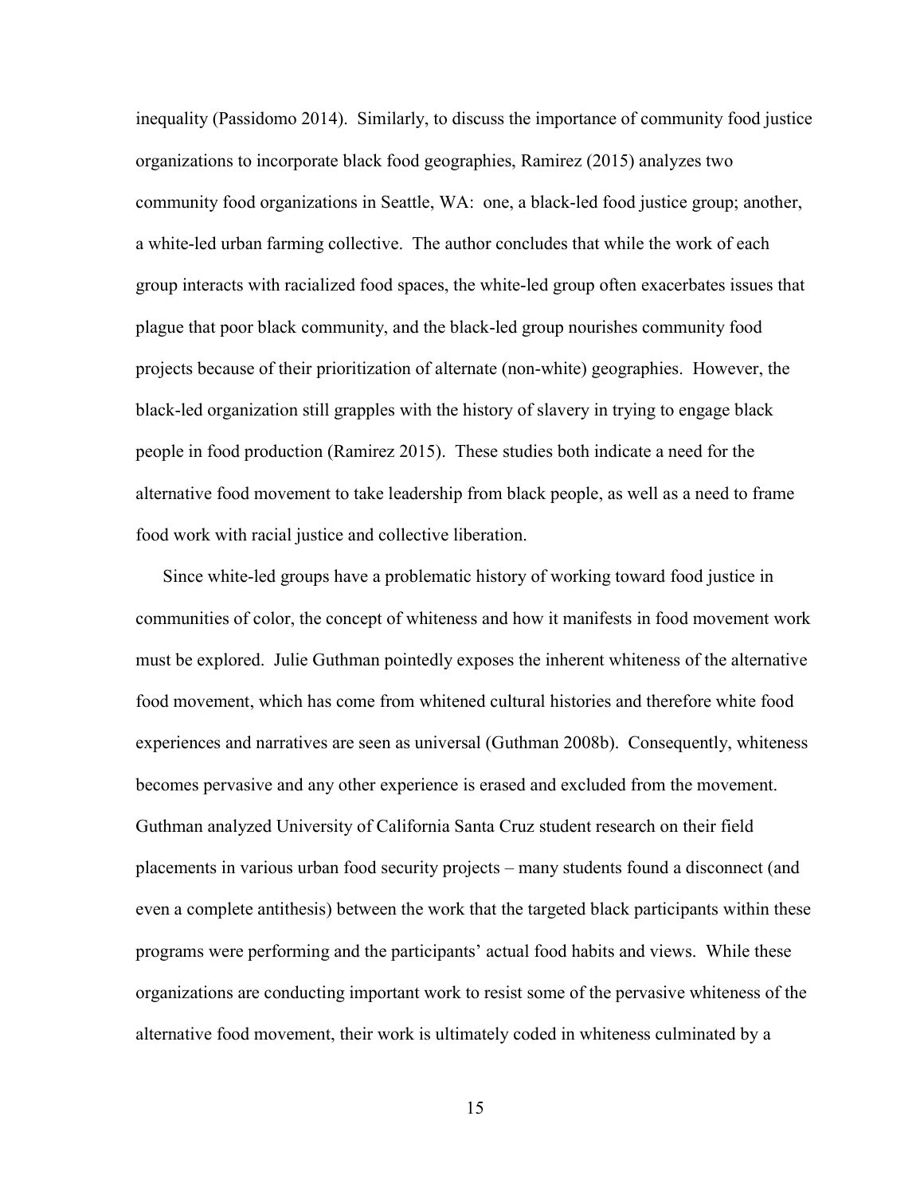inequality (Passidomo 2014). Similarly, to discuss the importance of community food justice organizations to incorporate black food geographies, Ramirez (2015) analyzes two community food organizations in Seattle, WA: one, a black-led food justice group; another, a white-led urban farming collective. The author concludes that while the work of each group interacts with racialized food spaces, the white-led group often exacerbates issues that plague that poor black community, and the black-led group nourishes community food projects because of their prioritization of alternate (non-white) geographies. However, the black-led organization still grapples with the history of slavery in trying to engage black people in food production (Ramirez 2015). These studies both indicate a need for the alternative food movement to take leadership from black people, as well as a need to frame food work with racial justice and collective liberation.

Since white-led groups have a problematic history of working toward food justice in communities of color, the concept of whiteness and how it manifests in food movement work must be explored. Julie Guthman pointedly exposes the inherent whiteness of the alternative food movement, which has come from whitened cultural histories and therefore white food experiences and narratives are seen as universal (Guthman 2008b). Consequently, whiteness becomes pervasive and any other experience is erased and excluded from the movement. Guthman analyzed University of California Santa Cruz student research on their field placements in various urban food security projects – many students found a disconnect (and even a complete antithesis) between the work that the targeted black participants within these programs were performing and the participants' actual food habits and views. While these organizations are conducting important work to resist some of the pervasive whiteness of the alternative food movement, their work is ultimately coded in whiteness culminated by a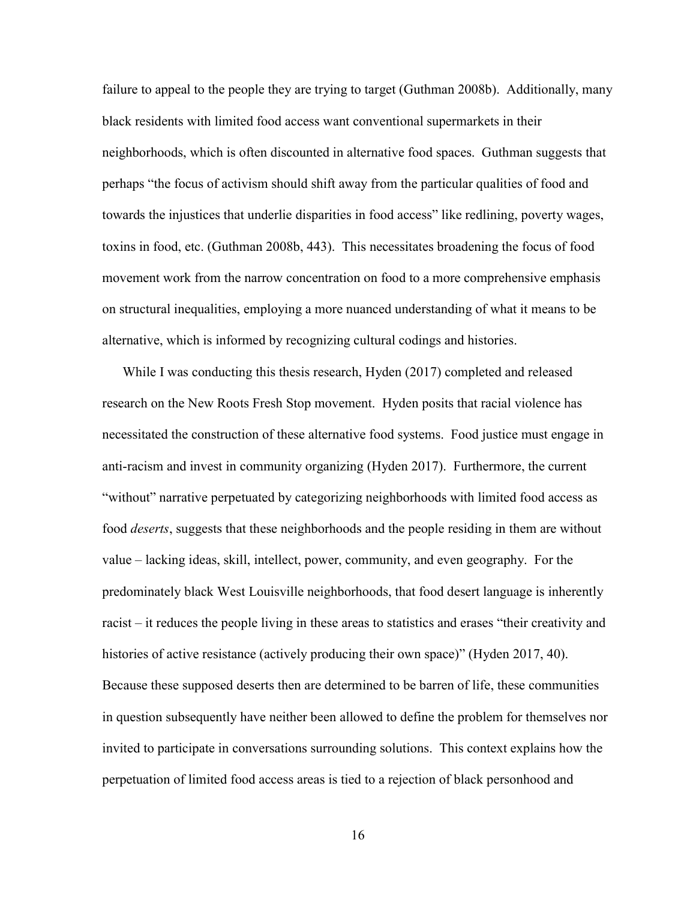failure to appeal to the people they are trying to target (Guthman 2008b). Additionally, many black residents with limited food access want conventional supermarkets in their neighborhoods, which is often discounted in alternative food spaces. Guthman suggests that perhaps "the focus of activism should shift away from the particular qualities of food and towards the injustices that underlie disparities in food access" like redlining, poverty wages, toxins in food, etc. (Guthman 2008b, 443). This necessitates broadening the focus of food movement work from the narrow concentration on food to a more comprehensive emphasis on structural inequalities, employing a more nuanced understanding of what it means to be alternative, which is informed by recognizing cultural codings and histories.

While I was conducting this thesis research, Hyden (2017) completed and released research on the New Roots Fresh Stop movement. Hyden posits that racial violence has necessitated the construction of these alternative food systems. Food justice must engage in anti-racism and invest in community organizing (Hyden 2017). Furthermore, the current "without" narrative perpetuated by categorizing neighborhoods with limited food access as food *deserts*, suggests that these neighborhoods and the people residing in them are without value – lacking ideas, skill, intellect, power, community, and even geography. For the predominately black West Louisville neighborhoods, that food desert language is inherently racist – it reduces the people living in these areas to statistics and erases "their creativity and histories of active resistance (actively producing their own space)" (Hyden 2017, 40). Because these supposed deserts then are determined to be barren of life, these communities in question subsequently have neither been allowed to define the problem for themselves nor invited to participate in conversations surrounding solutions. This context explains how the perpetuation of limited food access areas is tied to a rejection of black personhood and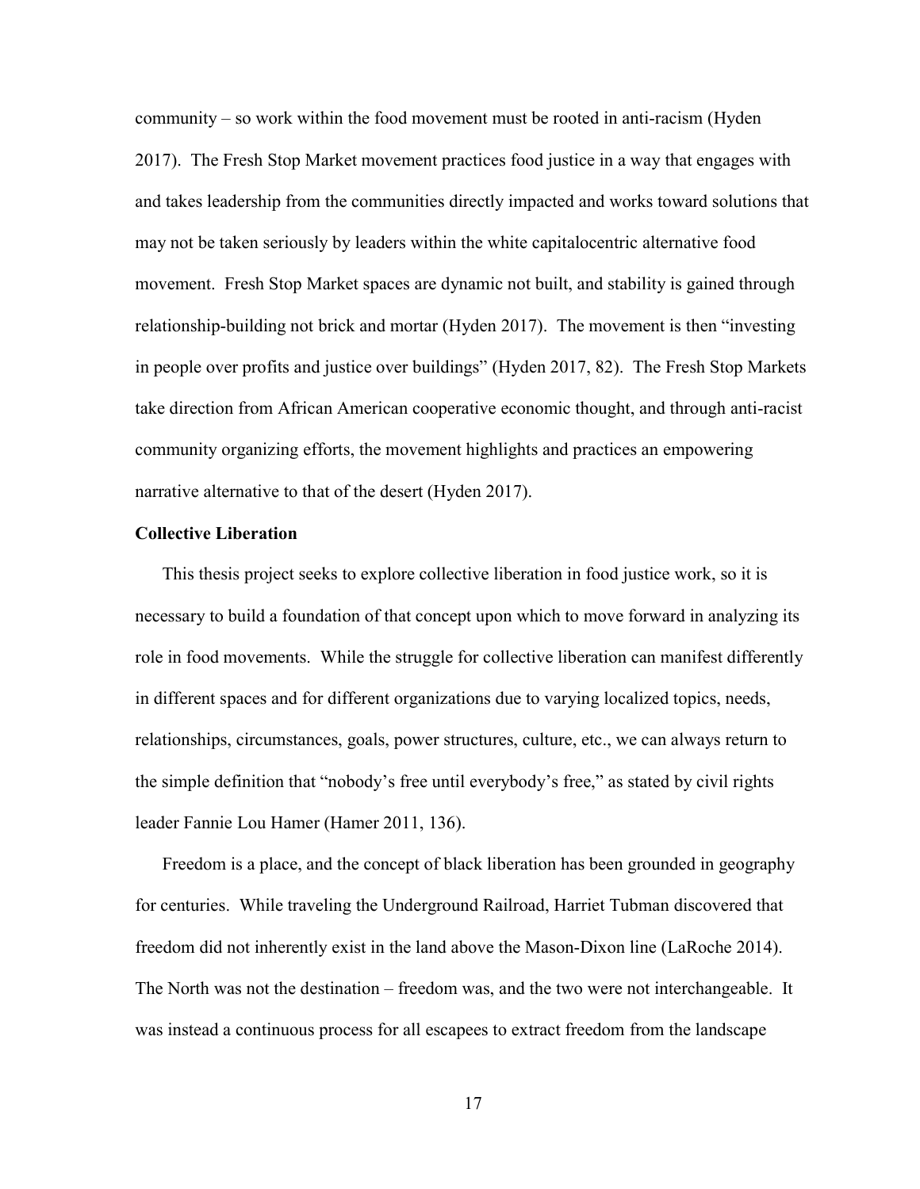community – so work within the food movement must be rooted in anti-racism (Hyden 2017). The Fresh Stop Market movement practices food justice in a way that engages with and takes leadership from the communities directly impacted and works toward solutions that may not be taken seriously by leaders within the white capitalocentric alternative food movement. Fresh Stop Market spaces are dynamic not built, and stability is gained through relationship-building not brick and mortar (Hyden 2017). The movement is then "investing in people over profits and justice over buildings" (Hyden 2017, 82). The Fresh Stop Markets take direction from African American cooperative economic thought, and through anti-racist community organizing efforts, the movement highlights and practices an empowering narrative alternative to that of the desert (Hyden 2017).

**Collective Liberation**

This thesis project seeks to explore collective liberation in food justice work, so it is necessary to build a foundation of that concept upon which to move forward in analyzing its role in food movements. While the struggle for collective liberation can manifest differently in different spaces and for different organizations due to varying localized topics, needs, relationships, circumstances, goals, power structures, culture, etc., we can always return to the simple definition that "nobody's free until everybody's free," as stated by civil rights leader Fannie Lou Hamer (Hamer 2011, 136).

Freedom is a place, and the concept of black liberation has been grounded in geography for centuries. While traveling the Underground Railroad, Harriet Tubman discovered that freedom did not inherently exist in the land above the Mason-Dixon line (LaRoche 2014). The North was not the destination – freedom was, and the two were not interchangeable. It was instead a continuous process for all escapees to extract freedom from the landscape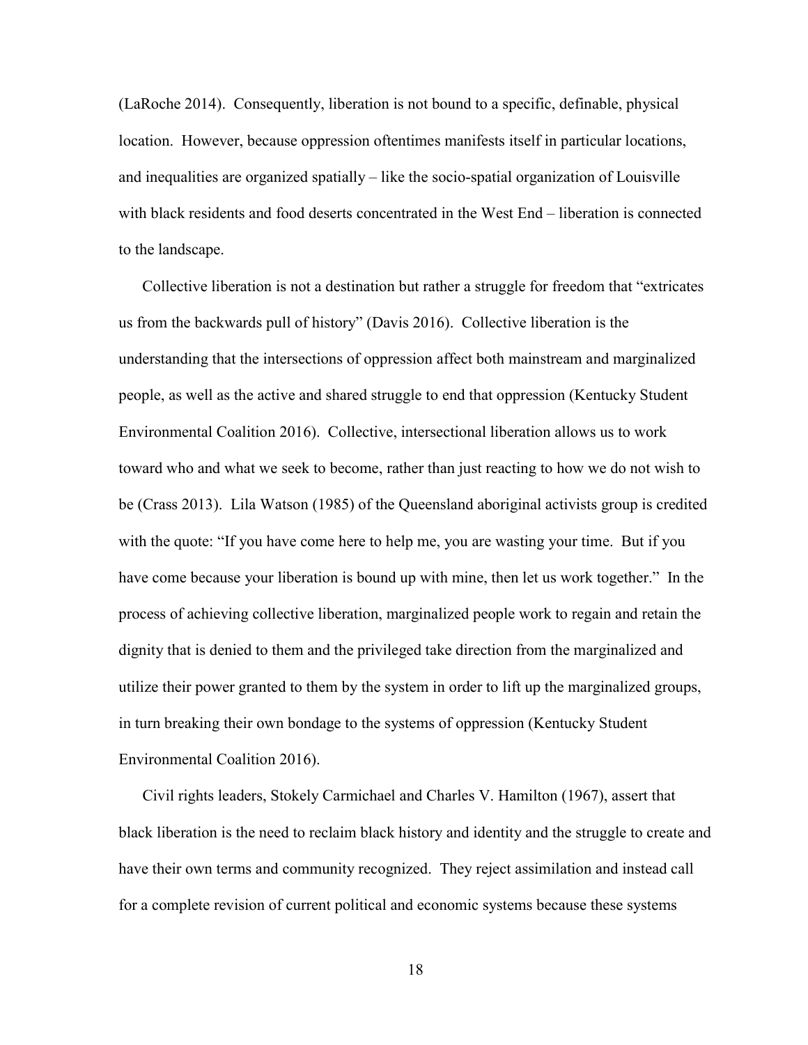(LaRoche 2014). Consequently, liberation is not bound to a specific, definable, physical location. However, because oppression oftentimes manifests itself in particular locations, and inequalities are organized spatially – like the socio-spatial organization of Louisville with black residents and food deserts concentrated in the West End – liberation is connected to the landscape.

Collective liberation is not a destination but rather a struggle for freedom that "extricates us from the backwards pull of history" (Davis 2016). Collective liberation is the understanding that the intersections of oppression affect both mainstream and marginalized people, as well as the active and shared struggle to end that oppression (Kentucky Student Environmental Coalition 2016). Collective, intersectional liberation allows us to work toward who and what we seek to become, rather than just reacting to how we do not wish to be (Crass 2013). Lila Watson (1985) of the Queensland aboriginal activists group is credited with the quote: "If you have come here to help me, you are wasting your time. But if you have come because your liberation is bound up with mine, then let us work together." In the process of achieving collective liberation, marginalized people work to regain and retain the dignity that is denied to them and the privileged take direction from the marginalized and utilize their power granted to them by the system in order to lift up the marginalized groups, in turn breaking their own bondage to the systems of oppression (Kentucky Student Environmental Coalition 2016).

Civil rights leaders, Stokely Carmichael and Charles V. Hamilton (1967), assert that black liberation is the need to reclaim black history and identity and the struggle to create and have their own terms and community recognized. They reject assimilation and instead call for a complete revision of current political and economic systems because these systems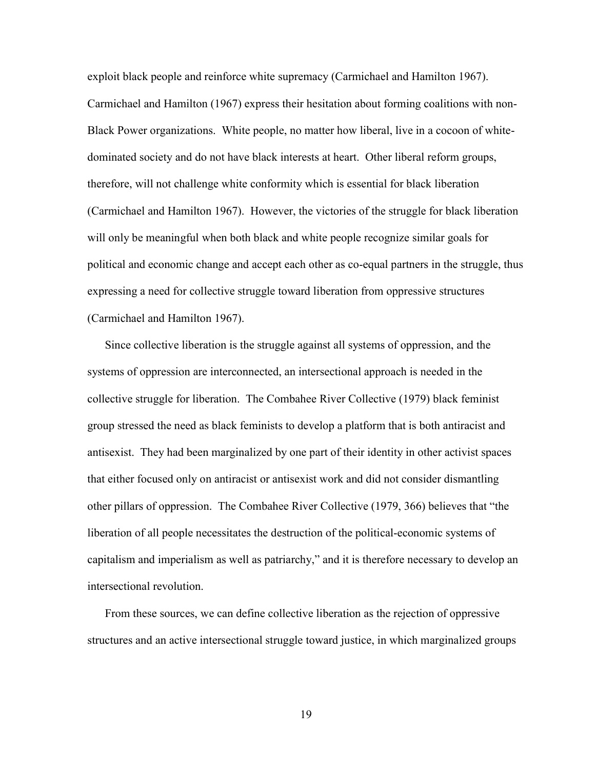exploit black people and reinforce white supremacy (Carmichael and Hamilton 1967). Carmichael and Hamilton (1967) express their hesitation about forming coalitions with non-Black Power organizations. White people, no matter how liberal, live in a cocoon of white-dominated society and do not have black interests at heart. Other liberal reform groups, therefore, will not challenge white conformity which is essential for black liberation (Carmichael and Hamilton 1967). However, the victories of the struggle for black liberation will only be meaningful when both black and white people recognize similar goals for political and economic change and accept each other as co-equal partners in the struggle, thus expressing a need for collective struggle toward liberation from oppressive structures (Carmichael and Hamilton 1967).

Since collective liberation is the struggle against all systems of oppression, and the systems of oppression are interconnected, an intersectional approach is needed in the collective struggle for liberation. The Combahee River Collective (1979) black feminist group stressed the need as black feminists to develop a platform that is both antiracist and antisexist. They had been marginalized by one part of their identity in other activist spaces that either focused only on antiracist or antisexist work and did not consider dismantling other pillars of oppression. The Combahee River Collective (1979, 366) believes that "the liberation of all people necessitates the destruction of the political-economic systems of capitalism and imperialism as well as patriarchy," and it is therefore necessary to develop an intersectional revolution.

From these sources, we can define collective liberation as the rejection of oppressive structures and an active intersectional struggle toward justice, in which marginalized groups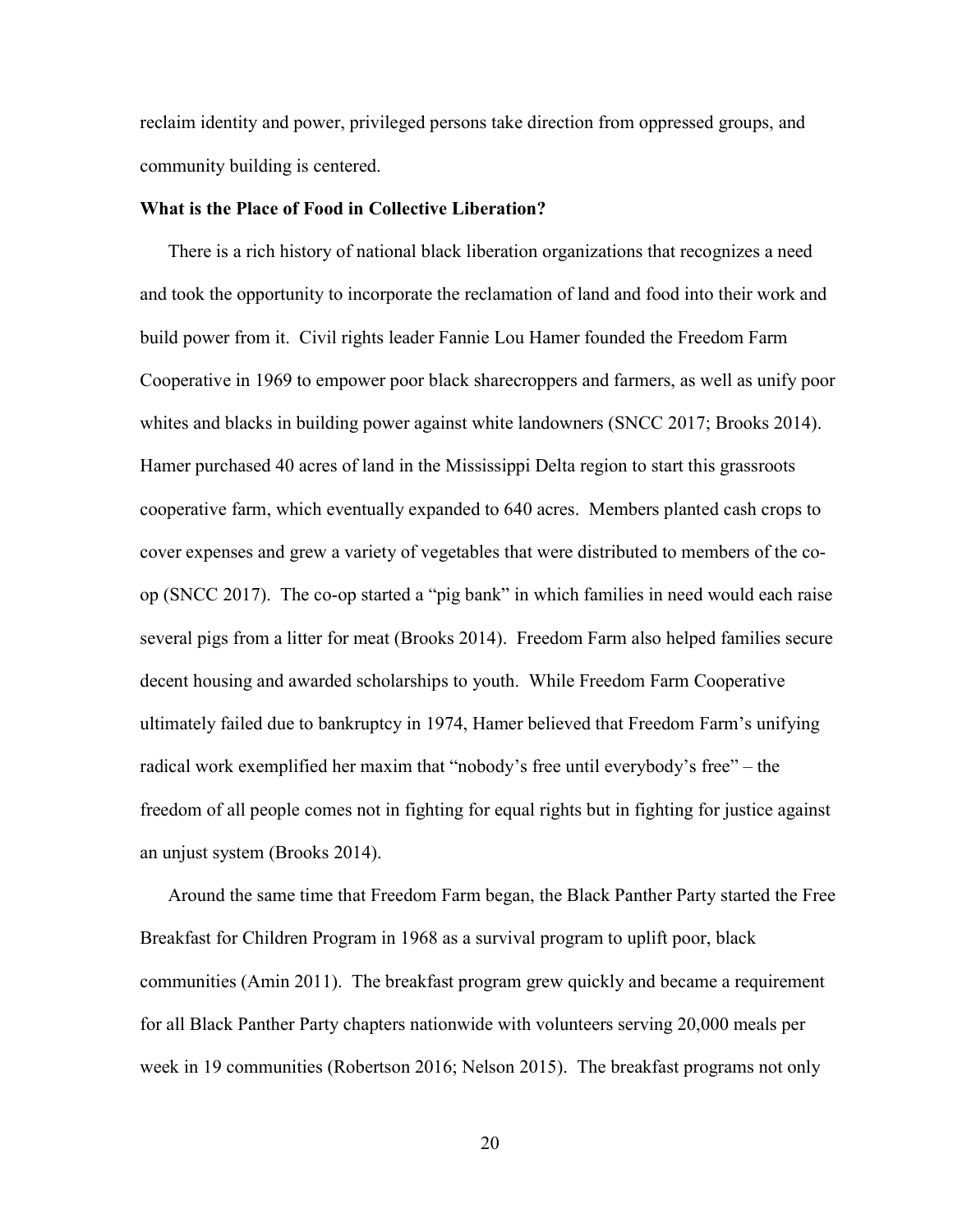reclaim identity and power, privileged persons take direction from oppressed groups, and community building is centered.

**What is the Place of Food in Collective Liberation?**

There is a rich history of national black liberation organizations that recognizes a need and took the opportunity to incorporate the reclamation of land and food into their work and build power from it. Civil rights leader Fannie Lou Hamer founded the Freedom Farm Cooperative in 1969 to empower poor black sharecroppers and farmers, as well as unify poor whites and blacks in building power against white landowners (SNCC 2017; Brooks 2014). Hamer purchased 40 acres of land in the Mississippi Delta region to start this grassroots cooperative farm, which eventually expanded to 640 acres. Members planted cash crops to cover expenses and grew a variety of vegetables that were distributed to members of the co-op (SNCC 2017). The co-op started a "pig bank" in which families in need would each raise several pigs from a litter for meat (Brooks 2014). Freedom Farm also helped families secure decent housing and awarded scholarships to youth. While Freedom Farm Cooperative ultimately failed due to bankruptcy in 1974, Hamer believed that Freedom Farm's unifying radical work exemplified her maxim that "nobody's free until everybody's free" – the freedom of all people comes not in fighting for equal rights but in fighting for justice against an unjust system (Brooks 2014).

Around the same time that Freedom Farm began, the Black Panther Party started the Free Breakfast for Children Program in 1968 as a survival program to uplift poor, black communities (Amin 2011). The breakfast program grew quickly and became a requirement for all Black Panther Party chapters nationwide with volunteers serving 20,000 meals per week in 19 communities (Robertson 2016; Nelson 2015). The breakfast programs not only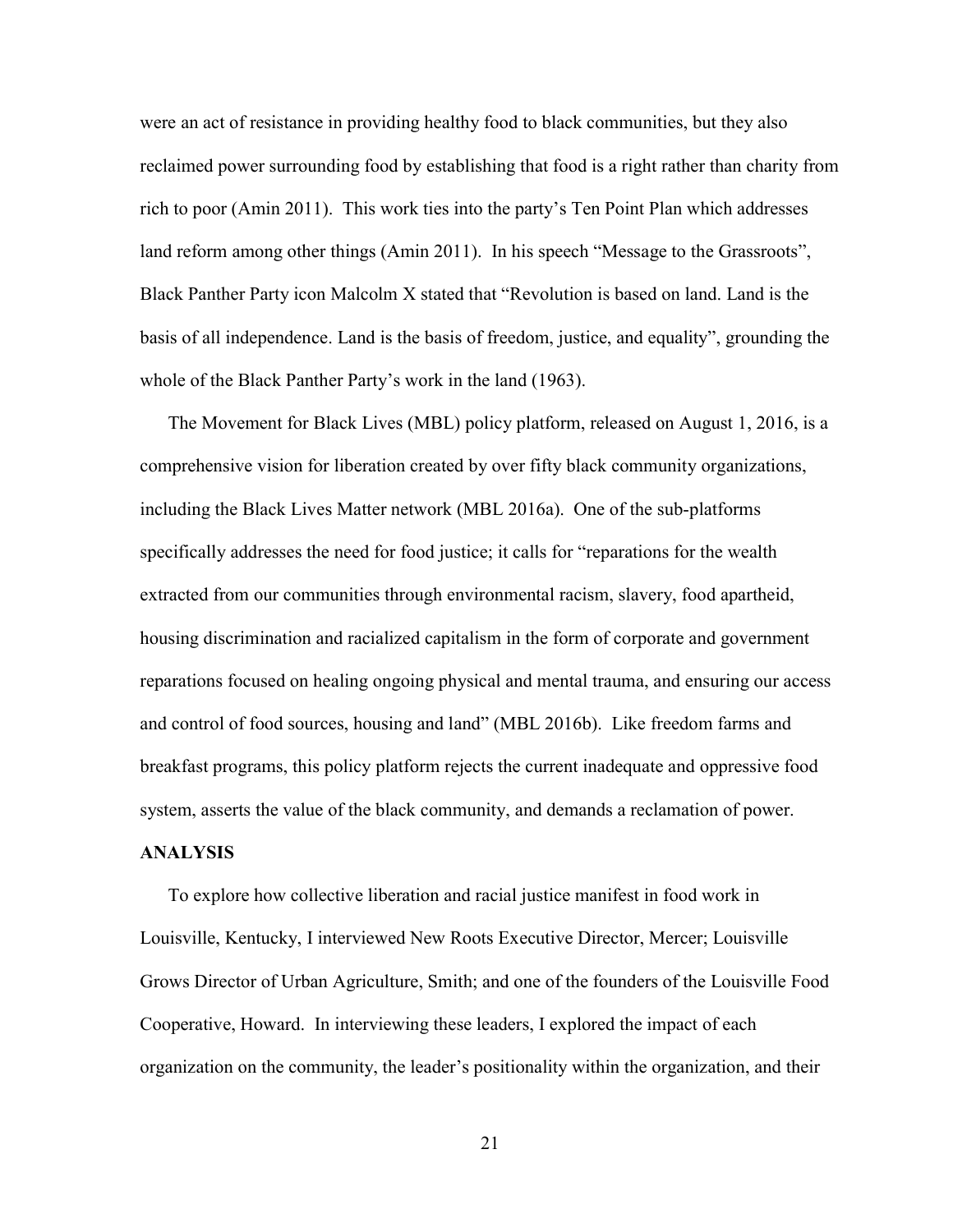were an act of resistance in providing healthy food to black communities, but they also reclaimed power surrounding food by establishing that food is a right rather than charity from rich to poor (Amin 2011). This work ties into the party's Ten Point Plan which addresses land reform among other things (Amin 2011). In his speech "Message to the Grassroots", Black Panther Party icon Malcolm X stated that "Revolution is based on land. Land is the basis of all independence. Land is the basis of freedom, justice, and equality", grounding the whole of the Black Panther Party's work in the land (1963).

The Movement for Black Lives (MBL) policy platform, released on August 1, 2016, is a comprehensive vision for liberation created by over fifty black community organizations, including the Black Lives Matter network (MBL 2016a). One of the sub-platforms specifically addresses the need for food justice; it calls for "reparations for the wealth extracted from our communities through environmental racism, slavery, food apartheid, housing discrimination and racialized capitalism in the form of corporate and government reparations focused on healing ongoing physical and mental trauma, and ensuring our access and control of food sources, housing and land" (MBL 2016b). Like freedom farms and breakfast programs, this policy platform rejects the current inadequate and oppressive food system, asserts the value of the black community, and demands a reclamation of power.

## ANALYSIS

To explore how collective liberation and racial justice manifest in food work in Louisville, Kentucky, I interviewed New Roots Executive Director, Mercer; Louisville Grows Director of Urban Agriculture, Smith; and one of the founders of the Louisville Food Cooperative, Howard. In interviewing these leaders, I explored the impact of each organization on the community, the leader's positionality within the organization, and their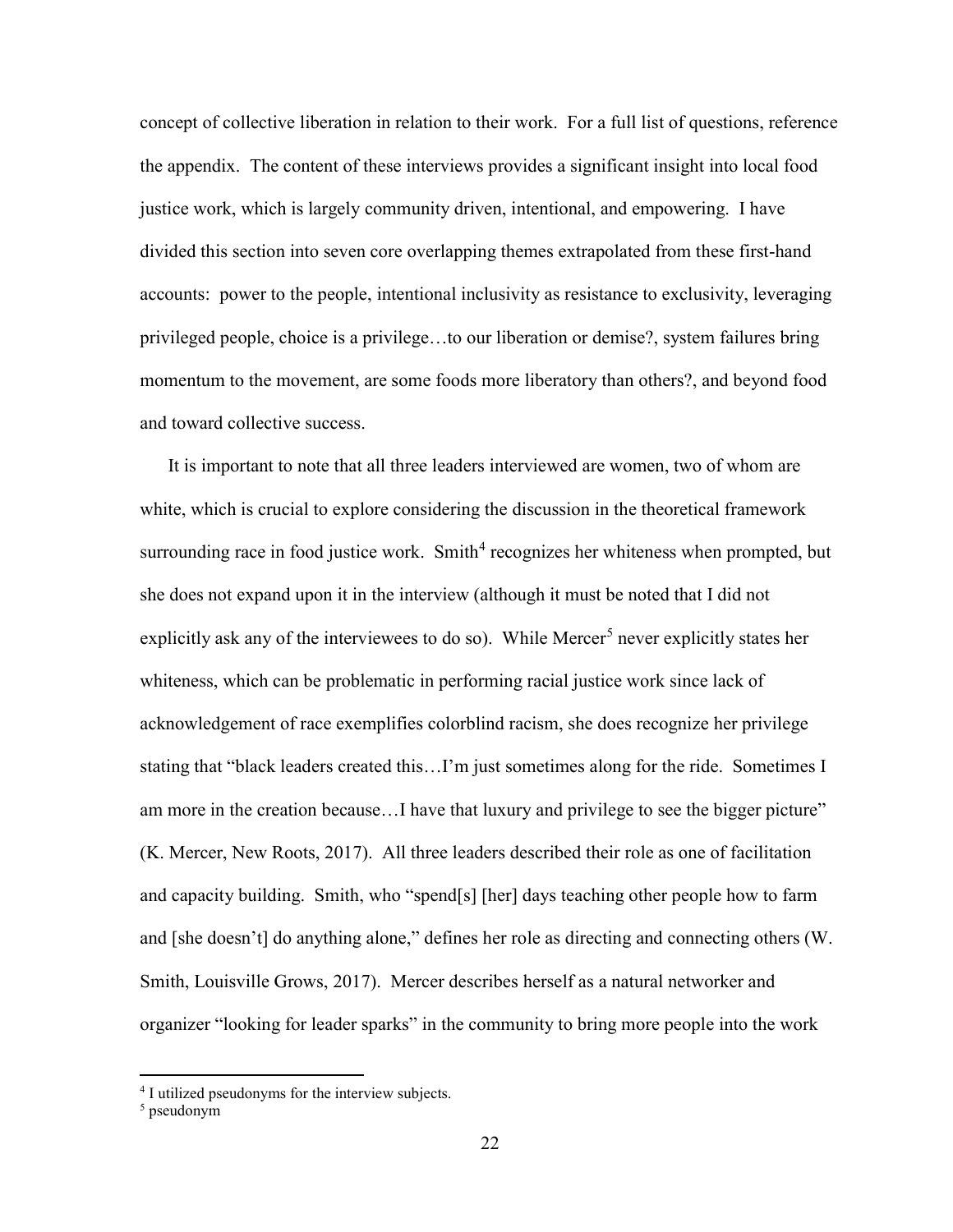concept of collective liberation in relation to their work. For a full list of questions, reference the appendix. The content of these interviews provides a significant insight into local food justice work, which is largely community driven, intentional, and empowering. I have divided this section into seven core overlapping themes extrapolated from these first-hand accounts: power to the people, intentional inclusivity as resistance to exclusivity, leveraging privileged people, choice is a privilege…to our liberation or demise?, system failures bring momentum to the movement, are some foods more liberatory than others?, and beyond food and toward collective success.

It is important to note that all three leaders interviewed are women, two of whom are white, which is crucial to explore considering the discussion in the theoretical framework surrounding race in food justice work. Smith[4] recognizes her whiteness when prompted, but she does not expand upon it in the interview (although it must be noted that I did not explicitly ask any of the interviewees to do so). While Mercer[5] never explicitly states her whiteness, which can be problematic in performing racial justice work since lack of acknowledgement of race exemplifies colorblind racism, she does recognize her privilege stating that "black leaders created this…I'm just sometimes along for the ride. Sometimes I am more in the creation because…I have that luxury and privilege to see the bigger picture" (K. Mercer, New Roots, 2017). All three leaders described their role as one of facilitation and capacity building. Smith, who "spend[s] [her] days teaching other people how to farm and [she doesn't] do anything alone," defines her role as directing and connecting others (W. Smith, Louisville Grows, 2017). Mercer describes herself as a natural networker and organizer "looking for leader sparks" in the community to bring more people into the work

[4] I utilized pseudonyms for the interview subjects.

[5] pseudonym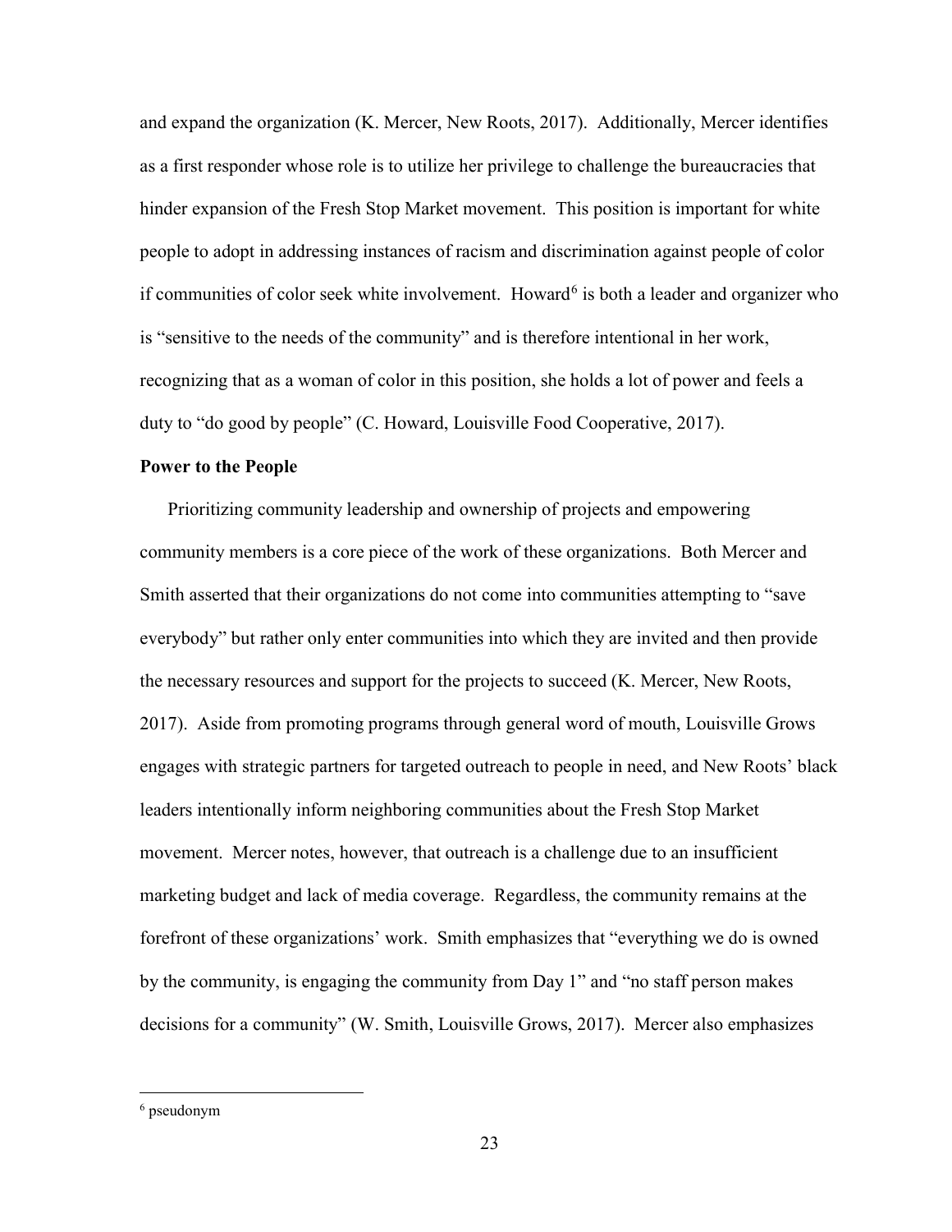and expand the organization (K. Mercer, New Roots, 2017). Additionally, Mercer identifies as a first responder whose role is to utilize her privilege to challenge the bureaucracies that hinder expansion of the Fresh Stop Market movement. This position is important for white people to adopt in addressing instances of racism and discrimination against people of color if communities of color seek white involvement. Howard[6] is both a leader and organizer who is "sensitive to the needs of the community" and is therefore intentional in her work, recognizing that as a woman of color in this position, she holds a lot of power and feels a duty to "do good by people" (C. Howard, Louisville Food Cooperative, 2017).

**Power to the People**

Prioritizing community leadership and ownership of projects and empowering community members is a core piece of the work of these organizations. Both Mercer and Smith asserted that their organizations do not come into communities attempting to "save everybody" but rather only enter communities into which they are invited and then provide the necessary resources and support for the projects to succeed (K. Mercer, New Roots, 2017). Aside from promoting programs through general word of mouth, Louisville Grows engages with strategic partners for targeted outreach to people in need, and New Roots' black leaders intentionally inform neighboring communities about the Fresh Stop Market movement. Mercer notes, however, that outreach is a challenge due to an insufficient marketing budget and lack of media coverage. Regardless, the community remains at the forefront of these organizations' work. Smith emphasizes that "everything we do is owned by the community, is engaging the community from Day 1" and "no staff person makes decisions for a community" (W. Smith, Louisville Grows, 2017). Mercer also emphasizes

[6] pseudonym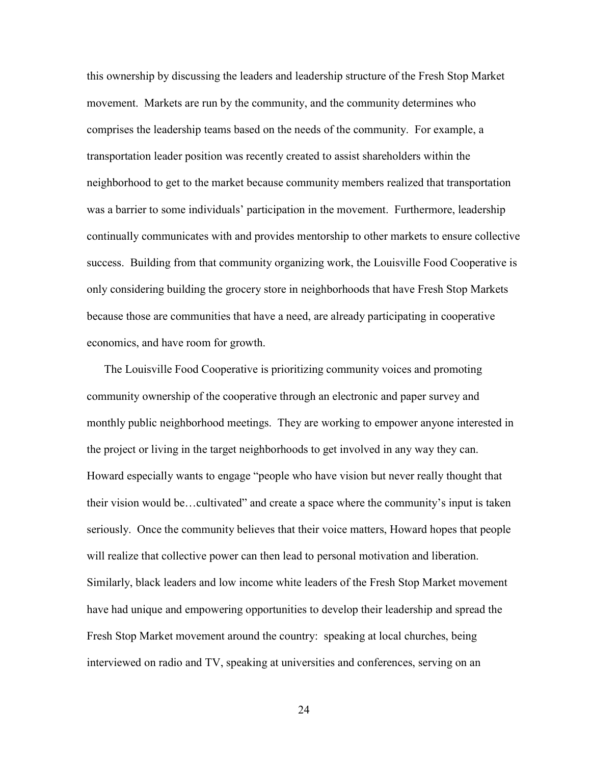this ownership by discussing the leaders and leadership structure of the Fresh Stop Market movement. Markets are run by the community, and the community determines who comprises the leadership teams based on the needs of the community. For example, a transportation leader position was recently created to assist shareholders within the neighborhood to get to the market because community members realized that transportation was a barrier to some individuals' participation in the movement. Furthermore, leadership continually communicates with and provides mentorship to other markets to ensure collective success. Building from that community organizing work, the Louisville Food Cooperative is only considering building the grocery store in neighborhoods that have Fresh Stop Markets because those are communities that have a need, are already participating in cooperative economics, and have room for growth.

The Louisville Food Cooperative is prioritizing community voices and promoting community ownership of the cooperative through an electronic and paper survey and monthly public neighborhood meetings. They are working to empower anyone interested in the project or living in the target neighborhoods to get involved in any way they can. Howard especially wants to engage "people who have vision but never really thought that their vision would be…cultivated" and create a space where the community's input is taken seriously. Once the community believes that their voice matters, Howard hopes that people will realize that collective power can then lead to personal motivation and liberation. Similarly, black leaders and low income white leaders of the Fresh Stop Market movement have had unique and empowering opportunities to develop their leadership and spread the Fresh Stop Market movement around the country: speaking at local churches, being interviewed on radio and TV, speaking at universities and conferences, serving on an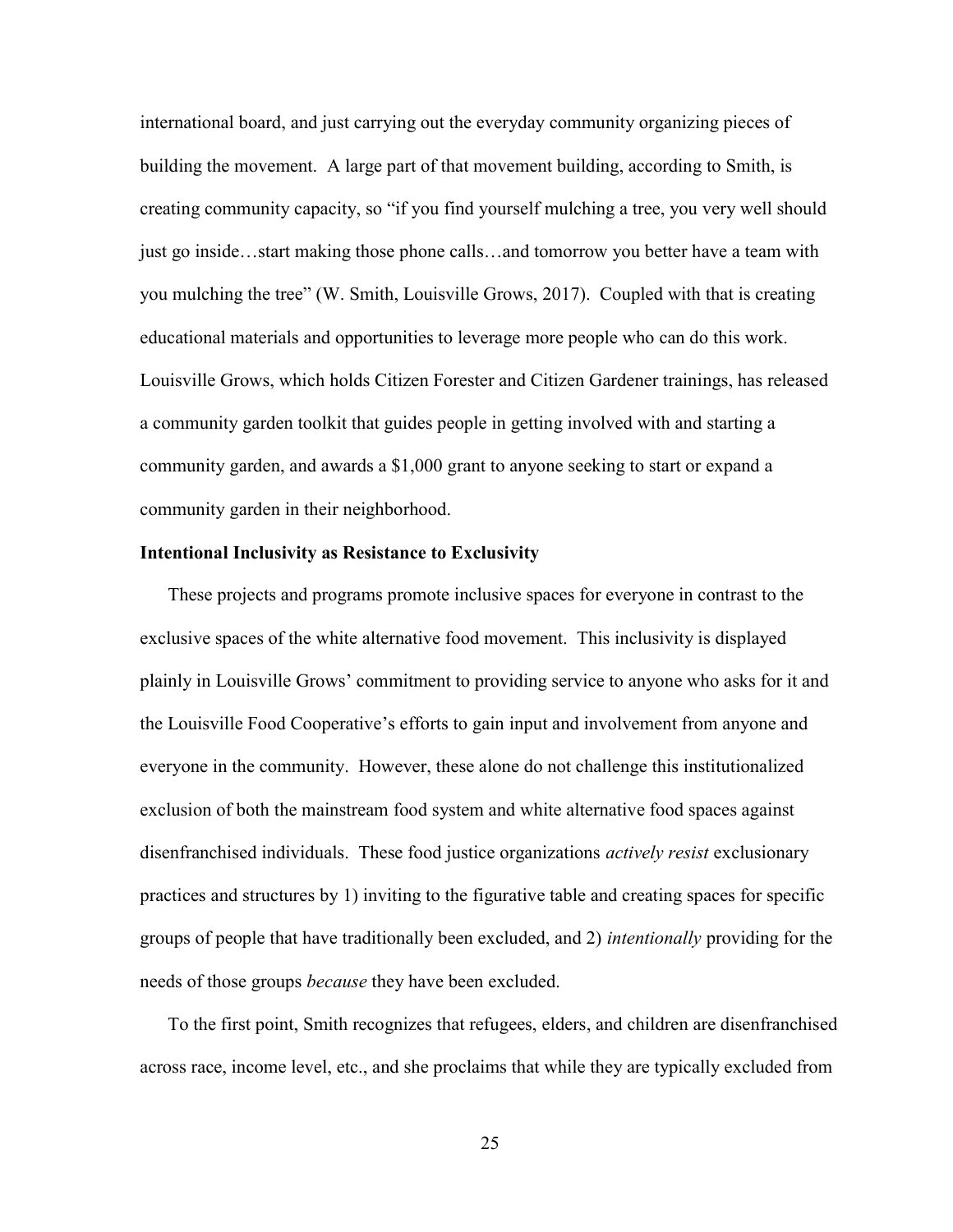international board, and just carrying out the everyday community organizing pieces of building the movement. A large part of that movement building, according to Smith, is creating community capacity, so "if you find yourself mulching a tree, you very well should just go inside…start making those phone calls…and tomorrow you better have a team with you mulching the tree" (W. Smith, Louisville Grows, 2017). Coupled with that is creating educational materials and opportunities to leverage more people who can do this work. Louisville Grows, which holds Citizen Forester and Citizen Gardener trainings, has released a community garden toolkit that guides people in getting involved with and starting a community garden, and awards a $1,000 grant to anyone seeking to start or expand a community garden in their neighborhood.

**Intentional Inclusivity as Resistance to Exclusivity**

These projects and programs promote inclusive spaces for everyone in contrast to the exclusive spaces of the white alternative food movement. This inclusivity is displayed plainly in Louisville Grows' commitment to providing service to anyone who asks for it and the Louisville Food Cooperative's efforts to gain input and involvement from anyone and everyone in the community. However, these alone do not challenge this institutionalized exclusion of both the mainstream food system and white alternative food spaces against disenfranchised individuals. These food justice organizations *actively resist* exclusionary practices and structures by 1) inviting to the figurative table and creating spaces for specific groups of people that have traditionally been excluded, and 2) *intentionally* providing for the needs of those groups *because* they have been excluded.

To the first point, Smith recognizes that refugees, elders, and children are disenfranchised across race, income level, etc., and she proclaims that while they are typically excluded from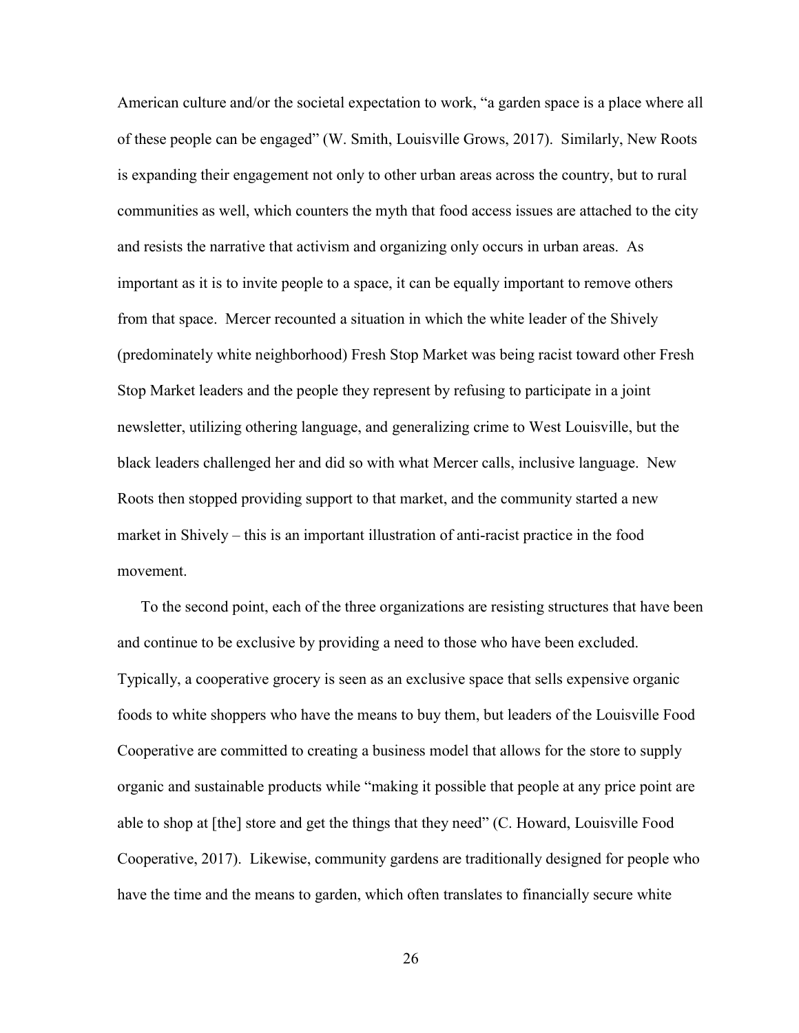American culture and/or the societal expectation to work, "a garden space is a place where all of these people can be engaged" (W. Smith, Louisville Grows, 2017). Similarly, New Roots is expanding their engagement not only to other urban areas across the country, but to rural communities as well, which counters the myth that food access issues are attached to the city and resists the narrative that activism and organizing only occurs in urban areas. As important as it is to invite people to a space, it can be equally important to remove others from that space. Mercer recounted a situation in which the white leader of the Shively (predominately white neighborhood) Fresh Stop Market was being racist toward other Fresh Stop Market leaders and the people they represent by refusing to participate in a joint newsletter, utilizing othering language, and generalizing crime to West Louisville, but the black leaders challenged her and did so with what Mercer calls, inclusive language. New Roots then stopped providing support to that market, and the community started a new market in Shively – this is an important illustration of anti-racist practice in the food movement.

To the second point, each of the three organizations are resisting structures that have been and continue to be exclusive by providing a need to those who have been excluded. Typically, a cooperative grocery is seen as an exclusive space that sells expensive organic foods to white shoppers who have the means to buy them, but leaders of the Louisville Food Cooperative are committed to creating a business model that allows for the store to supply organic and sustainable products while "making it possible that people at any price point are able to shop at [the] store and get the things that they need" (C. Howard, Louisville Food Cooperative, 2017). Likewise, community gardens are traditionally designed for people who have the time and the means to garden, which often translates to financially secure white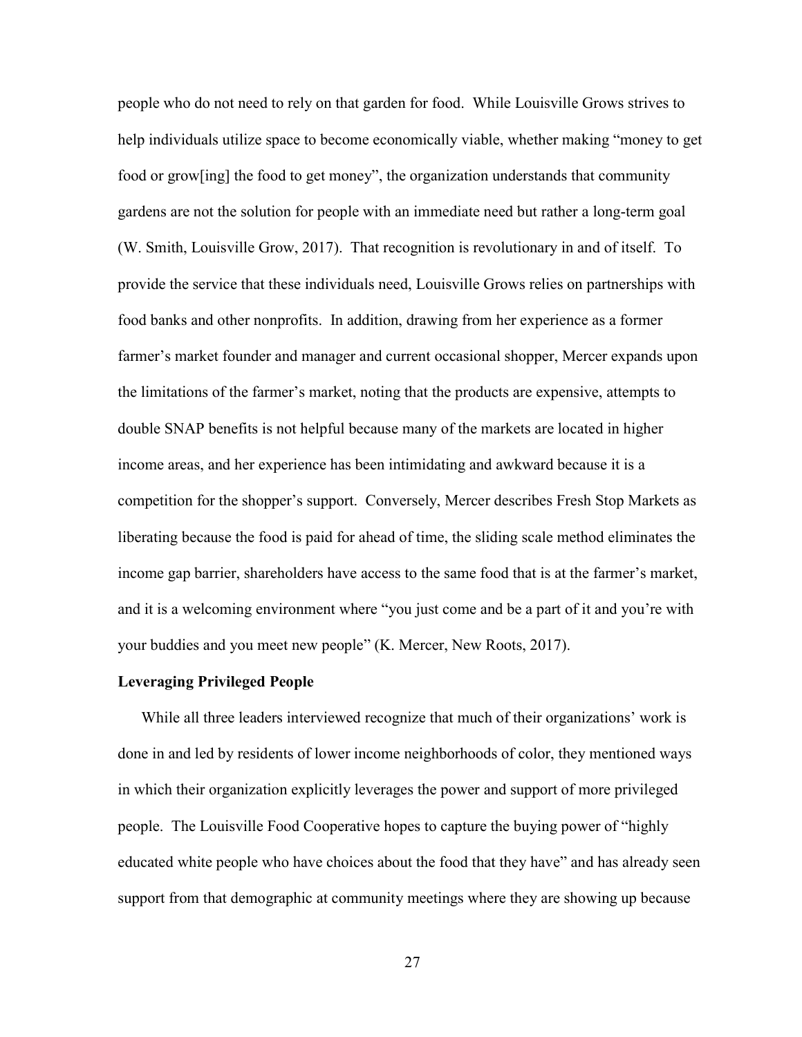people who do not need to rely on that garden for food. While Louisville Grows strives to help individuals utilize space to become economically viable, whether making "money to get food or grow[ing] the food to get money", the organization understands that community gardens are not the solution for people with an immediate need but rather a long-term goal (W. Smith, Louisville Grow, 2017). That recognition is revolutionary in and of itself. To provide the service that these individuals need, Louisville Grows relies on partnerships with food banks and other nonprofits. In addition, drawing from her experience as a former farmer's market founder and manager and current occasional shopper, Mercer expands upon the limitations of the farmer's market, noting that the products are expensive, attempts to double SNAP benefits is not helpful because many of the markets are located in higher income areas, and her experience has been intimidating and awkward because it is a competition for the shopper's support. Conversely, Mercer describes Fresh Stop Markets as liberating because the food is paid for ahead of time, the sliding scale method eliminates the income gap barrier, shareholders have access to the same food that is at the farmer's market, and it is a welcoming environment where "you just come and be a part of it and you're with your buddies and you meet new people" (K. Mercer, New Roots, 2017).

**Leveraging Privileged People**

While all three leaders interviewed recognize that much of their organizations' work is done in and led by residents of lower income neighborhoods of color, they mentioned ways in which their organization explicitly leverages the power and support of more privileged people. The Louisville Food Cooperative hopes to capture the buying power of "highly educated white people who have choices about the food that they have" and has already seen support from that demographic at community meetings where they are showing up because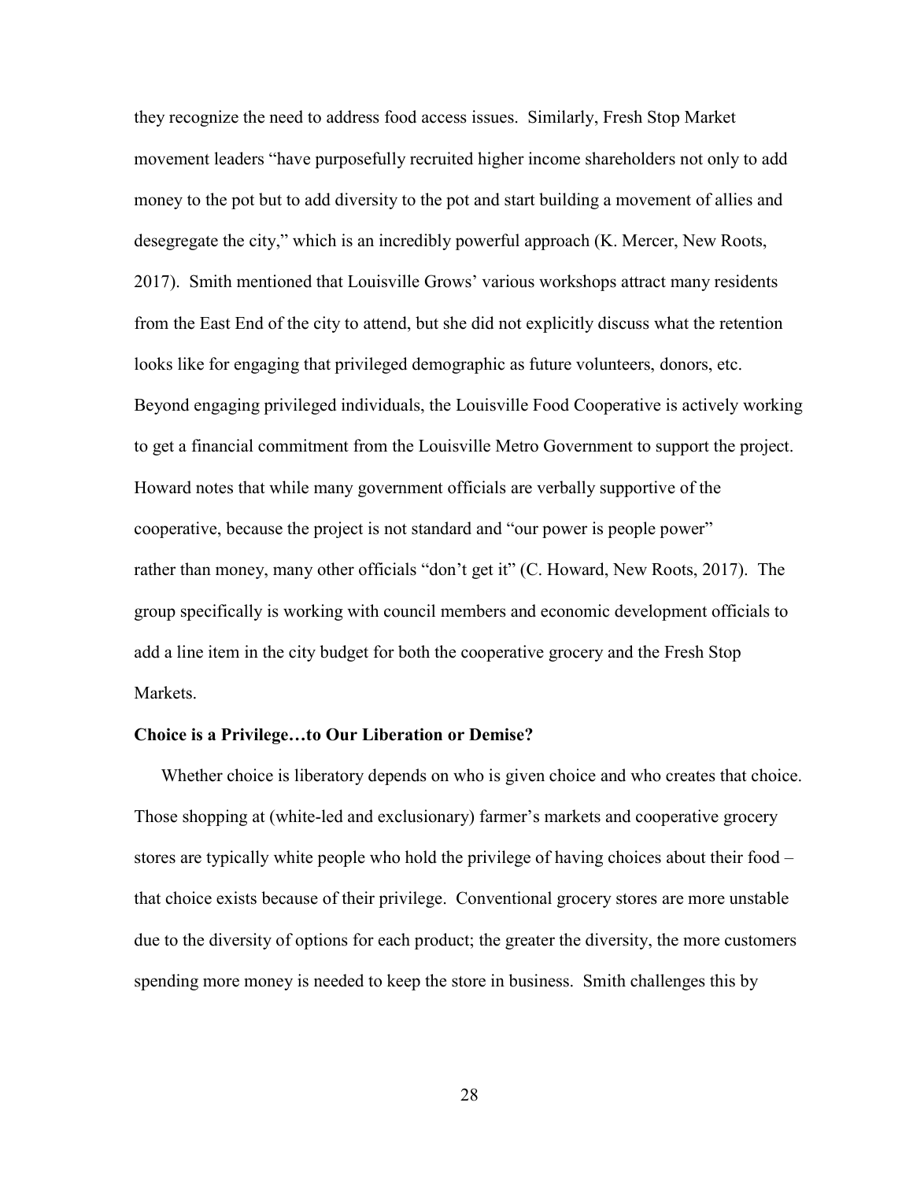they recognize the need to address food access issues. Similarly, Fresh Stop Market movement leaders "have purposefully recruited higher income shareholders not only to add money to the pot but to add diversity to the pot and start building a movement of allies and desegregate the city," which is an incredibly powerful approach (K. Mercer, New Roots, 2017). Smith mentioned that Louisville Grows' various workshops attract many residents from the East End of the city to attend, but she did not explicitly discuss what the retention looks like for engaging that privileged demographic as future volunteers, donors, etc. Beyond engaging privileged individuals, the Louisville Food Cooperative is actively working to get a financial commitment from the Louisville Metro Government to support the project. Howard notes that while many government officials are verbally supportive of the cooperative, because the project is not standard and "our power is people power" rather than money, many other officials "don't get it" (C. Howard, New Roots, 2017). The group specifically is working with council members and economic development officials to add a line item in the city budget for both the cooperative grocery and the Fresh Stop Markets.

**Choice is a Privilege…to Our Liberation or Demise?**

Whether choice is liberatory depends on who is given choice and who creates that choice. Those shopping at (white-led and exclusionary) farmer's markets and cooperative grocery stores are typically white people who hold the privilege of having choices about their food – that choice exists because of their privilege. Conventional grocery stores are more unstable due to the diversity of options for each product; the greater the diversity, the more customers spending more money is needed to keep the store in business. Smith challenges this by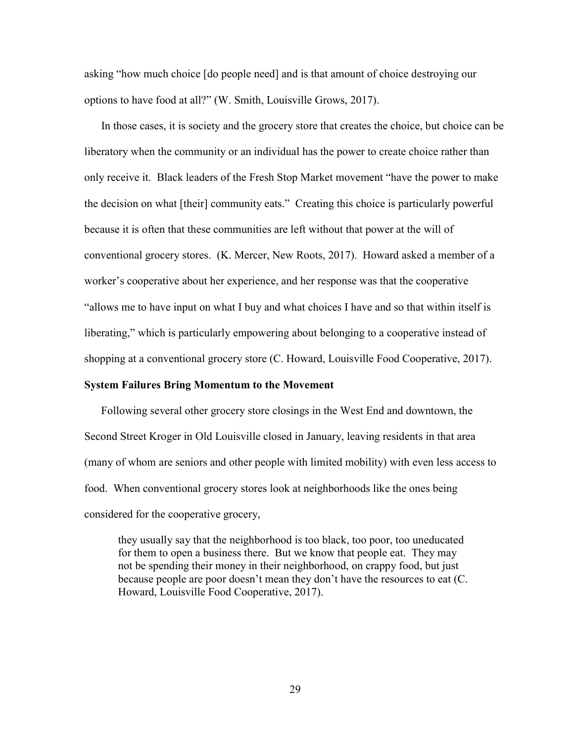asking "how much choice [do people need] and is that amount of choice destroying our options to have food at all?" (W. Smith, Louisville Grows, 2017).

In those cases, it is society and the grocery store that creates the choice, but choice can be liberatory when the community or an individual has the power to create choice rather than only receive it. Black leaders of the Fresh Stop Market movement "have the power to make the decision on what [their] community eats." Creating this choice is particularly powerful because it is often that these communities are left without that power at the will of conventional grocery stores. (K. Mercer, New Roots, 2017). Howard asked a member of a worker's cooperative about her experience, and her response was that the cooperative "allows me to have input on what I buy and what choices I have and so that within itself is liberating," which is particularly empowering about belonging to a cooperative instead of shopping at a conventional grocery store (C. Howard, Louisville Food Cooperative, 2017).

**System Failures Bring Momentum to the Movement**

Following several other grocery store closings in the West End and downtown, the Second Street Kroger in Old Louisville closed in January, leaving residents in that area (many of whom are seniors and other people with limited mobility) with even less access to food. When conventional grocery stores look at neighborhoods like the ones being considered for the cooperative grocery,

> they usually say that the neighborhood is too black, too poor, too uneducated for them to open a business there. But we know that people eat. They may not be spending their money in their neighborhood, on crappy food, but just because people are poor doesn't mean they don't have the resources to eat (C. Howard, Louisville Food Cooperative, 2017).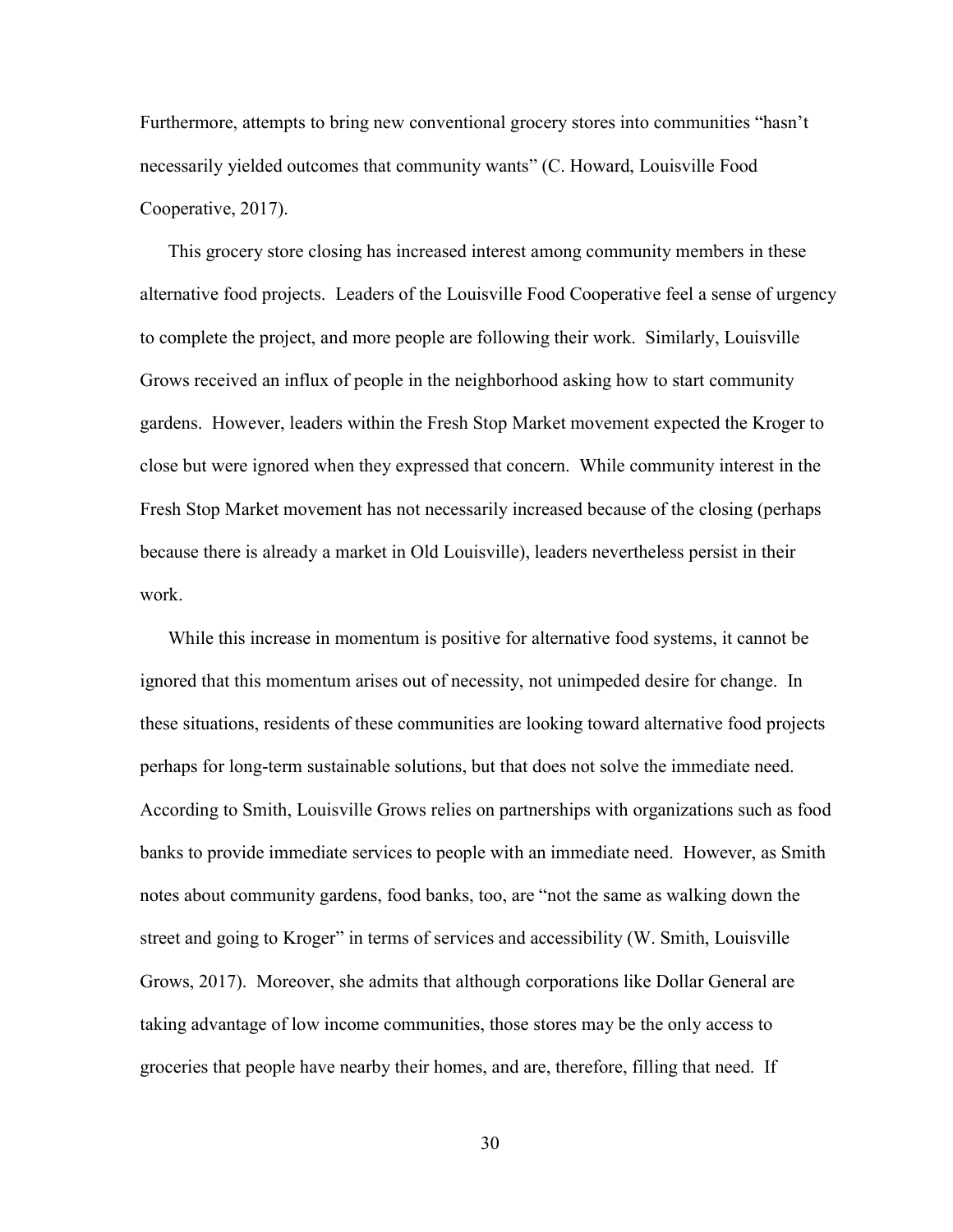Furthermore, attempts to bring new conventional grocery stores into communities "hasn't necessarily yielded outcomes that community wants" (C. Howard, Louisville Food Cooperative, 2017).

This grocery store closing has increased interest among community members in these alternative food projects. Leaders of the Louisville Food Cooperative feel a sense of urgency to complete the project, and more people are following their work. Similarly, Louisville Grows received an influx of people in the neighborhood asking how to start community gardens. However, leaders within the Fresh Stop Market movement expected the Kroger to close but were ignored when they expressed that concern. While community interest in the Fresh Stop Market movement has not necessarily increased because of the closing (perhaps because there is already a market in Old Louisville), leaders nevertheless persist in their work.

While this increase in momentum is positive for alternative food systems, it cannot be ignored that this momentum arises out of necessity, not unimpeded desire for change. In these situations, residents of these communities are looking toward alternative food projects perhaps for long-term sustainable solutions, but that does not solve the immediate need. According to Smith, Louisville Grows relies on partnerships with organizations such as food banks to provide immediate services to people with an immediate need. However, as Smith notes about community gardens, food banks, too, are "not the same as walking down the street and going to Kroger" in terms of services and accessibility (W. Smith, Louisville Grows, 2017). Moreover, she admits that although corporations like Dollar General are taking advantage of low income communities, those stores may be the only access to groceries that people have nearby their homes, and are, therefore, filling that need. If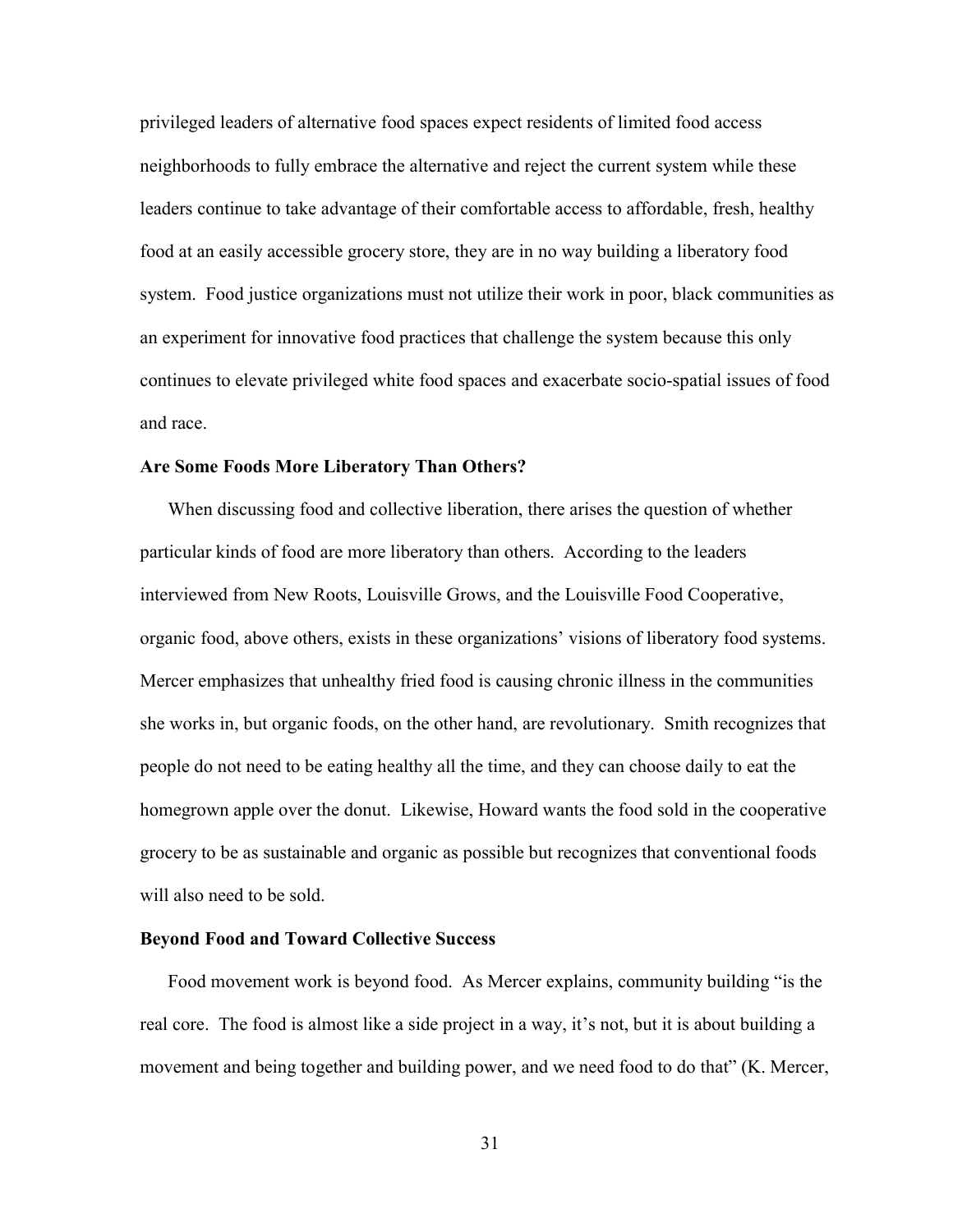privileged leaders of alternative food spaces expect residents of limited food access neighborhoods to fully embrace the alternative and reject the current system while these leaders continue to take advantage of their comfortable access to affordable, fresh, healthy food at an easily accessible grocery store, they are in no way building a liberatory food system. Food justice organizations must not utilize their work in poor, black communities as an experiment for innovative food practices that challenge the system because this only continues to elevate privileged white food spaces and exacerbate socio-spatial issues of food and race.

### Are Some Foods More Liberatory Than Others?

When discussing food and collective liberation, there arises the question of whether particular kinds of food are more liberatory than others. According to the leaders interviewed from New Roots, Louisville Grows, and the Louisville Food Cooperative, organic food, above others, exists in these organizations' visions of liberatory food systems. Mercer emphasizes that unhealthy fried food is causing chronic illness in the communities she works in, but organic foods, on the other hand, are revolutionary. Smith recognizes that people do not need to be eating healthy all the time, and they can choose daily to eat the homegrown apple over the donut. Likewise, Howard wants the food sold in the cooperative grocery to be as sustainable and organic as possible but recognizes that conventional foods will also need to be sold.

### Beyond Food and Toward Collective Success

Food movement work is beyond food. As Mercer explains, community building "is the real core. The food is almost like a side project in a way, it's not, but it is about building a movement and being together and building power, and we need food to do that" (K. Mercer,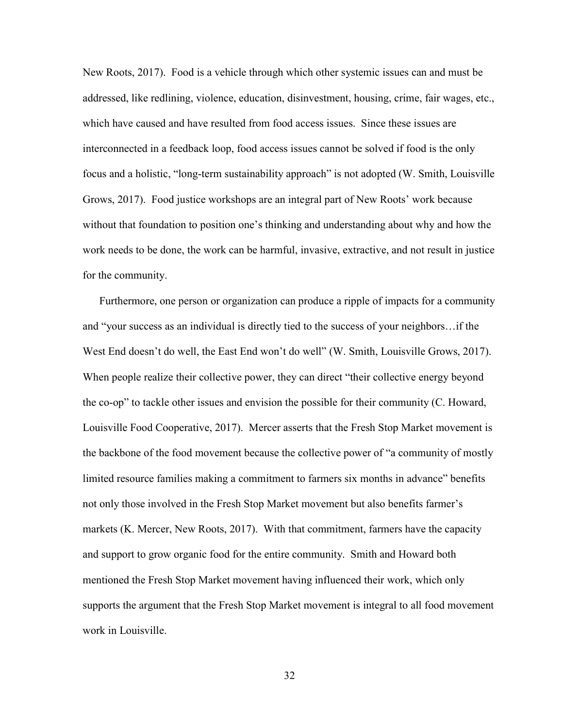New Roots, 2017). Food is a vehicle through which other systemic issues can and must be addressed, like redlining, violence, education, disinvestment, housing, crime, fair wages, etc., which have caused and have resulted from food access issues. Since these issues are interconnected in a feedback loop, food access issues cannot be solved if food is the only focus and a holistic, "long-term sustainability approach" is not adopted (W. Smith, Louisville Grows, 2017). Food justice workshops are an integral part of New Roots' work because without that foundation to position one's thinking and understanding about why and how the work needs to be done, the work can be harmful, invasive, extractive, and not result in justice for the community.

Furthermore, one person or organization can produce a ripple of impacts for a community and "your success as an individual is directly tied to the success of your neighbors…if the West End doesn't do well, the East End won't do well" (W. Smith, Louisville Grows, 2017). When people realize their collective power, they can direct "their collective energy beyond the co-op" to tackle other issues and envision the possible for their community (C. Howard, Louisville Food Cooperative, 2017). Mercer asserts that the Fresh Stop Market movement is the backbone of the food movement because the collective power of "a community of mostly limited resource families making a commitment to farmers six months in advance" benefits not only those involved in the Fresh Stop Market movement but also benefits farmer's markets (K. Mercer, New Roots, 2017). With that commitment, farmers have the capacity and support to grow organic food for the entire community. Smith and Howard both mentioned the Fresh Stop Market movement having influenced their work, which only supports the argument that the Fresh Stop Market movement is integral to all food movement work in Louisville.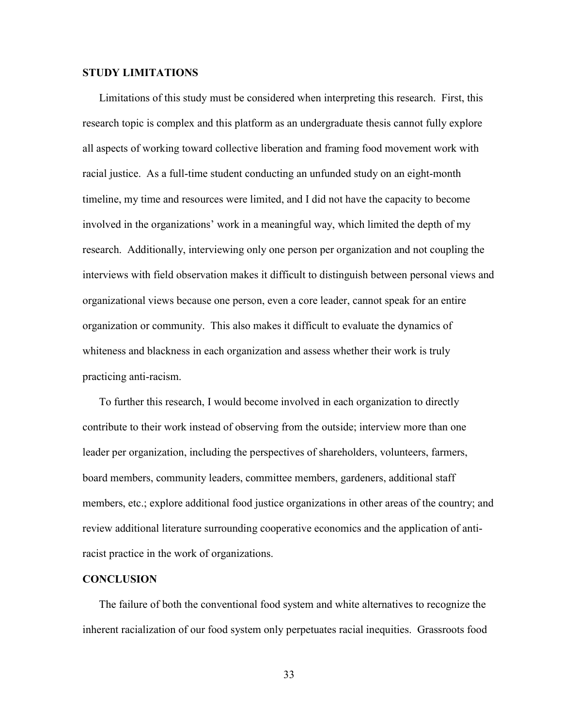## STUDY LIMITATIONS

Limitations of this study must be considered when interpreting this research. First, this research topic is complex and this platform as an undergraduate thesis cannot fully explore all aspects of working toward collective liberation and framing food movement work with racial justice. As a full-time student conducting an unfunded study on an eight-month timeline, my time and resources were limited, and I did not have the capacity to become involved in the organizations' work in a meaningful way, which limited the depth of my research. Additionally, interviewing only one person per organization and not coupling the interviews with field observation makes it difficult to distinguish between personal views and organizational views because one person, even a core leader, cannot speak for an entire organization or community. This also makes it difficult to evaluate the dynamics of whiteness and blackness in each organization and assess whether their work is truly practicing anti-racism.

To further this research, I would become involved in each organization to directly contribute to their work instead of observing from the outside; interview more than one leader per organization, including the perspectives of shareholders, volunteers, farmers, board members, community leaders, committee members, gardeners, additional staff members, etc.; explore additional food justice organizations in other areas of the country; and review additional literature surrounding cooperative economics and the application of anti-racist practice in the work of organizations.

## CONCLUSION

The failure of both the conventional food system and white alternatives to recognize the inherent racialization of our food system only perpetuates racial inequities. Grassroots food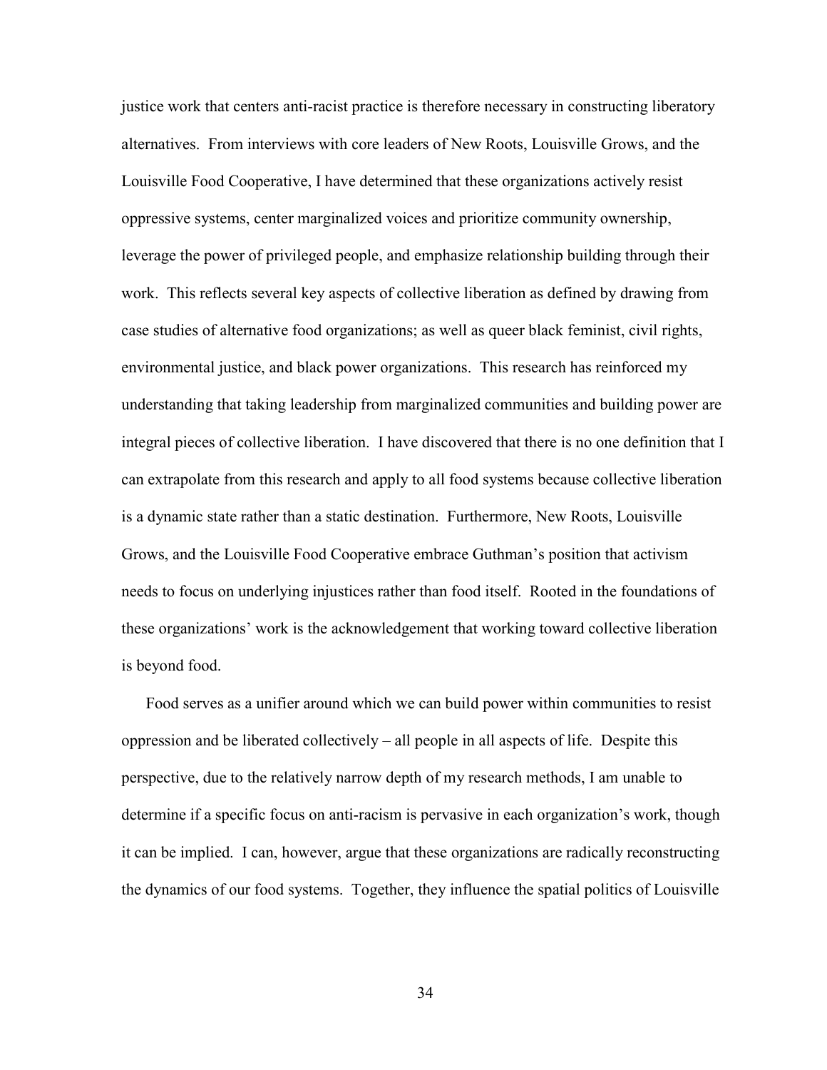justice work that centers anti-racist practice is therefore necessary in constructing liberatory alternatives. From interviews with core leaders of New Roots, Louisville Grows, and the Louisville Food Cooperative, I have determined that these organizations actively resist oppressive systems, center marginalized voices and prioritize community ownership, leverage the power of privileged people, and emphasize relationship building through their work. This reflects several key aspects of collective liberation as defined by drawing from case studies of alternative food organizations; as well as queer black feminist, civil rights, environmental justice, and black power organizations. This research has reinforced my understanding that taking leadership from marginalized communities and building power are integral pieces of collective liberation. I have discovered that there is no one definition that I can extrapolate from this research and apply to all food systems because collective liberation is a dynamic state rather than a static destination. Furthermore, New Roots, Louisville Grows, and the Louisville Food Cooperative embrace Guthman's position that activism needs to focus on underlying injustices rather than food itself. Rooted in the foundations of these organizations' work is the acknowledgement that working toward collective liberation is beyond food.

Food serves as a unifier around which we can build power within communities to resist oppression and be liberated collectively – all people in all aspects of life. Despite this perspective, due to the relatively narrow depth of my research methods, I am unable to determine if a specific focus on anti-racism is pervasive in each organization's work, though it can be implied. I can, however, argue that these organizations are radically reconstructing the dynamics of our food systems. Together, they influence the spatial politics of Louisville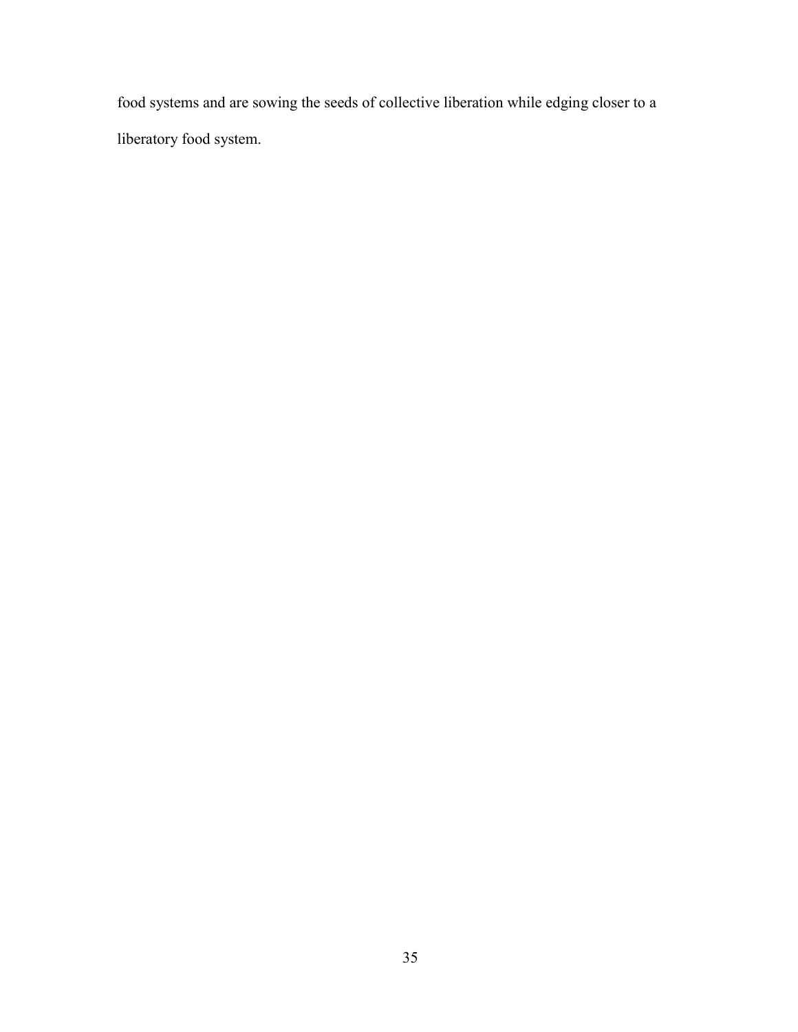food systems and are sowing the seeds of collective liberation while edging closer to a liberatory food system.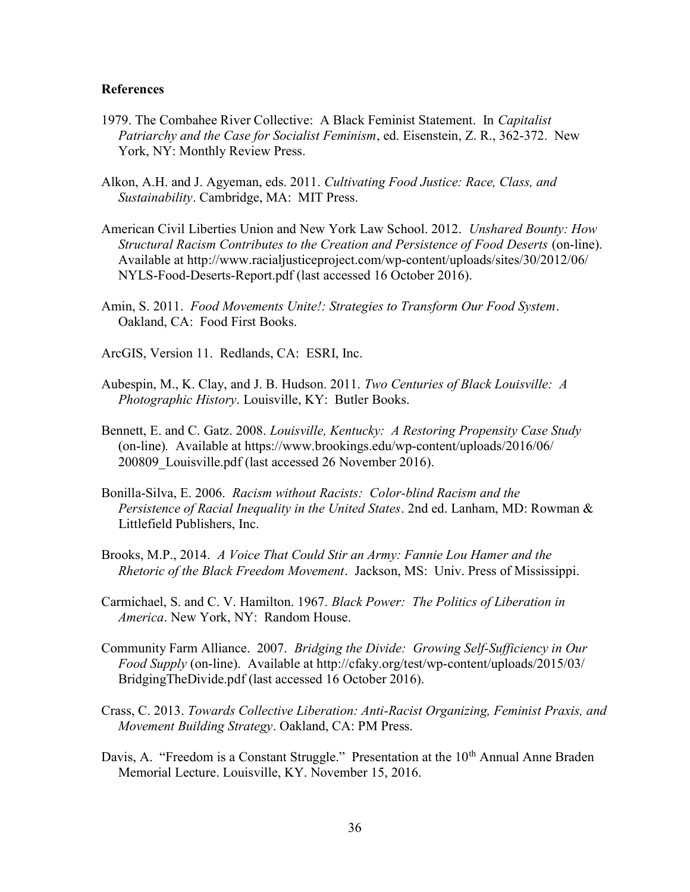**References**

1979. The Combahee River Collective: A Black Feminist Statement. In *Capitalist Patriarchy and the Case for Socialist Feminism*, ed. Eisenstein, Z. R., 362-372. New York, NY: Monthly Review Press.

Alkon, A.H. and J. Agyeman, eds. 2011. *Cultivating Food Justice: Race, Class, and Sustainability*. Cambridge, MA: MIT Press.

American Civil Liberties Union and New York Law School. 2012. *Unshared Bounty: How Structural Racism Contributes to the Creation and Persistence of Food Deserts* (on-line). Available at http://www.racialjusticeproject.com/wp-content/uploads/sites/30/2012/06/NYLS-Food-Deserts-Report.pdf (last accessed 16 October 2016).

Amin, S. 2011. *Food Movements Unite!: Strategies to Transform Our Food System*. Oakland, CA: Food First Books.

ArcGIS, Version 11. Redlands, CA: ESRI, Inc.

Aubespin, M., K. Clay, and J. B. Hudson. 2011. *Two Centuries of Black Louisville: A Photographic History*. Louisville, KY: Butler Books.

Bennett, E. and C. Gatz. 2008. *Louisville, Kentucky: A Restoring Propensity Case Study* (on-line). Available at https://www.brookings.edu/wp-content/uploads/2016/06/200809_Louisville.pdf (last accessed 26 November 2016).

Bonilla-Silva, E. 2006. *Racism without Racists: Color-blind Racism and the Persistence of Racial Inequality in the United States*. 2nd ed. Lanham, MD: Rowman & Littlefield Publishers, Inc.

Brooks, M.P., 2014. *A Voice That Could Stir an Army: Fannie Lou Hamer and the Rhetoric of the Black Freedom Movement*. Jackson, MS: Univ. Press of Mississippi.

Carmichael, S. and C. V. Hamilton. 1967. *Black Power: The Politics of Liberation in America*. New York, NY: Random House.

Community Farm Alliance. 2007. *Bridging the Divide: Growing Self-Sufficiency in Our Food Supply* (on-line). Available at http://cfaky.org/test/wp-content/uploads/2015/03/BridgingTheDivide.pdf (last accessed 16 October 2016).

Crass, C. 2013. *Towards Collective Liberation: Anti-Racist Organizing, Feminist Praxis, and Movement Building Strategy*. Oakland, CA: PM Press.

Davis, A. "Freedom is a Constant Struggle." Presentation at the 10th Annual Anne Braden Memorial Lecture. Louisville, KY. November 15, 2016.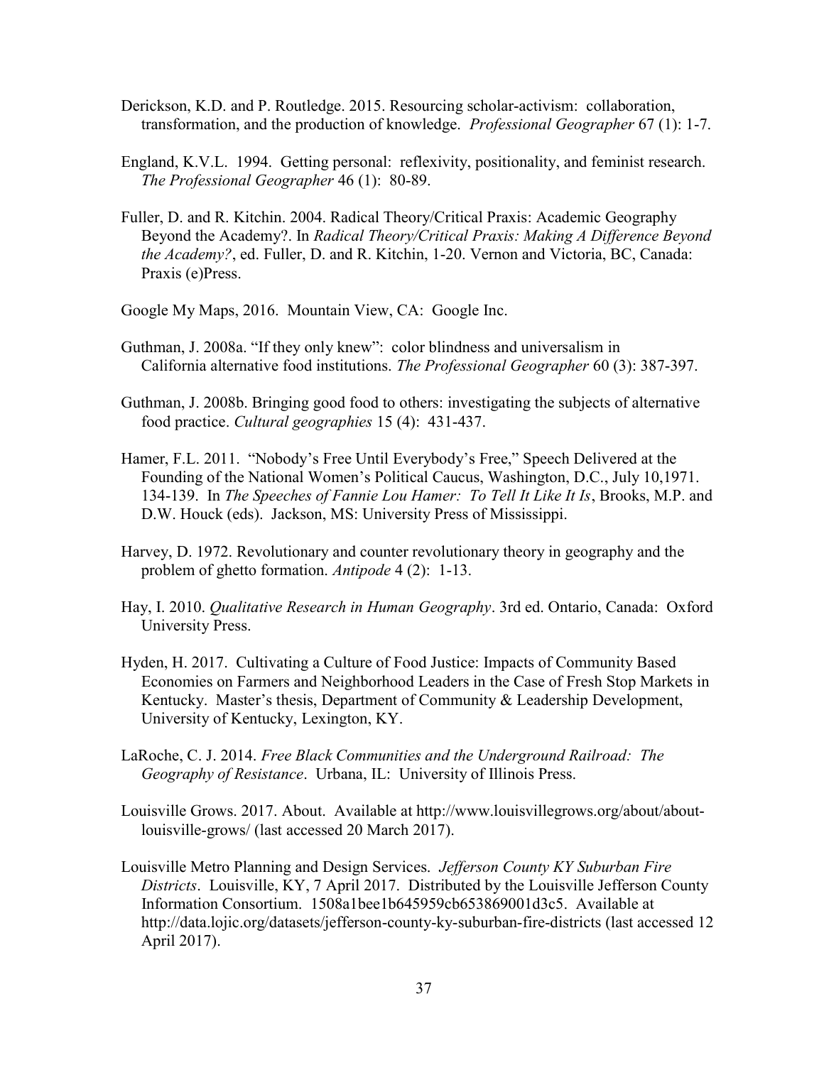Derickson, K.D. and P. Routledge. 2015. Resourcing scholar-activism: collaboration, transformation, and the production of knowledge. *Professional Geographer* 67 (1): 1-7.

England, K.V.L. 1994. Getting personal: reflexivity, positionality, and feminist research. *The Professional Geographer* 46 (1): 80-89.

Fuller, D. and R. Kitchin. 2004. Radical Theory/Critical Praxis: Academic Geography Beyond the Academy?. In *Radical Theory/Critical Praxis: Making A Difference Beyond the Academy?*, ed. Fuller, D. and R. Kitchin, 1-20. Vernon and Victoria, BC, Canada: Praxis (e)Press.

Google My Maps, 2016. Mountain View, CA: Google Inc.

Guthman, J. 2008a. "If they only knew": color blindness and universalism in California alternative food institutions. *The Professional Geographer* 60 (3): 387-397.

Guthman, J. 2008b. Bringing good food to others: investigating the subjects of alternative food practice. *Cultural geographies* 15 (4): 431-437.

Hamer, F.L. 2011. "Nobody's Free Until Everybody's Free," Speech Delivered at the Founding of the National Women's Political Caucus, Washington, D.C., July 10,1971. 134-139. In *The Speeches of Fannie Lou Hamer: To Tell It Like It Is*, Brooks, M.P. and D.W. Houck (eds). Jackson, MS: University Press of Mississippi.

Harvey, D. 1972. Revolutionary and counter revolutionary theory in geography and the problem of ghetto formation. *Antipode* 4 (2): 1-13.

Hay, I. 2010. *Qualitative Research in Human Geography*. 3rd ed. Ontario, Canada: Oxford University Press.

Hyden, H. 2017. Cultivating a Culture of Food Justice: Impacts of Community Based Economies on Farmers and Neighborhood Leaders in the Case of Fresh Stop Markets in Kentucky. Master's thesis, Department of Community & Leadership Development, University of Kentucky, Lexington, KY.

LaRoche, C. J. 2014. *Free Black Communities and the Underground Railroad: The Geography of Resistance*. Urbana, IL: University of Illinois Press.

Louisville Grows. 2017. About. Available at http://www.louisvillegrows.org/about/about-louisville-grows/ (last accessed 20 March 2017).

Louisville Metro Planning and Design Services. *Jefferson County KY Suburban Fire Districts*. Louisville, KY, 7 April 2017. Distributed by the Louisville Jefferson County Information Consortium. 1508a1bee1b645959cb653869001d3c5. Available at http://data.lojic.org/datasets/jefferson-county-ky-suburban-fire-districts (last accessed 12 April 2017).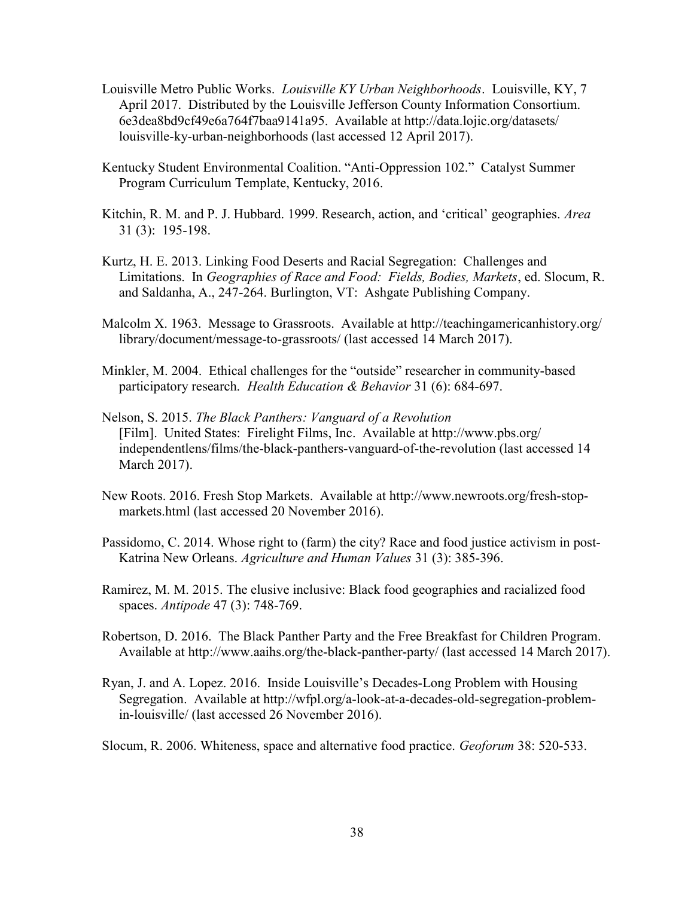Louisville Metro Public Works. *Louisville KY Urban Neighborhoods*. Louisville, KY, 7 April 2017. Distributed by the Louisville Jefferson County Information Consortium. 6e3dea8bd9cf49e6a764f7baa9141a95. Available at http://data.lojic.org/datasets/louisville-ky-urban-neighborhoods (last accessed 12 April 2017).

Kentucky Student Environmental Coalition. "Anti-Oppression 102." Catalyst Summer Program Curriculum Template, Kentucky, 2016.

Kitchin, R. M. and P. J. Hubbard. 1999. Research, action, and 'critical' geographies. *Area* 31 (3): 195-198.

Kurtz, H. E. 2013. Linking Food Deserts and Racial Segregation: Challenges and Limitations. In *Geographies of Race and Food: Fields, Bodies, Markets*, ed. Slocum, R. and Saldanha, A., 247-264. Burlington, VT: Ashgate Publishing Company.

Malcolm X. 1963. Message to Grassroots. Available at http://teachingamericanhistory.org/library/document/message-to-grassroots/ (last accessed 14 March 2017).

Minkler, M. 2004. Ethical challenges for the "outside" researcher in community-based participatory research. *Health Education & Behavior* 31 (6): 684-697.

Nelson, S. 2015. *The Black Panthers: Vanguard of a Revolution* [Film]. United States: Firelight Films, Inc. Available at http://www.pbs.org/independentlens/films/the-black-panthers-vanguard-of-the-revolution (last accessed 14 March 2017).

New Roots. 2016. Fresh Stop Markets. Available at http://www.newroots.org/fresh-stop-markets.html (last accessed 20 November 2016).

Passidomo, C. 2014. Whose right to (farm) the city? Race and food justice activism in post-Katrina New Orleans. *Agriculture and Human Values* 31 (3): 385-396.

Ramirez, M. M. 2015. The elusive inclusive: Black food geographies and racialized food spaces. *Antipode* 47 (3): 748-769.

Robertson, D. 2016. The Black Panther Party and the Free Breakfast for Children Program. Available at http://www.aaihs.org/the-black-panther-party/ (last accessed 14 March 2017).

Ryan, J. and A. Lopez. 2016. Inside Louisville's Decades-Long Problem with Housing Segregation. Available at http://wfpl.org/a-look-at-a-decades-old-segregation-problem-in-louisville/ (last accessed 26 November 2016).

Slocum, R. 2006. Whiteness, space and alternative food practice. *Geoforum* 38: 520-533.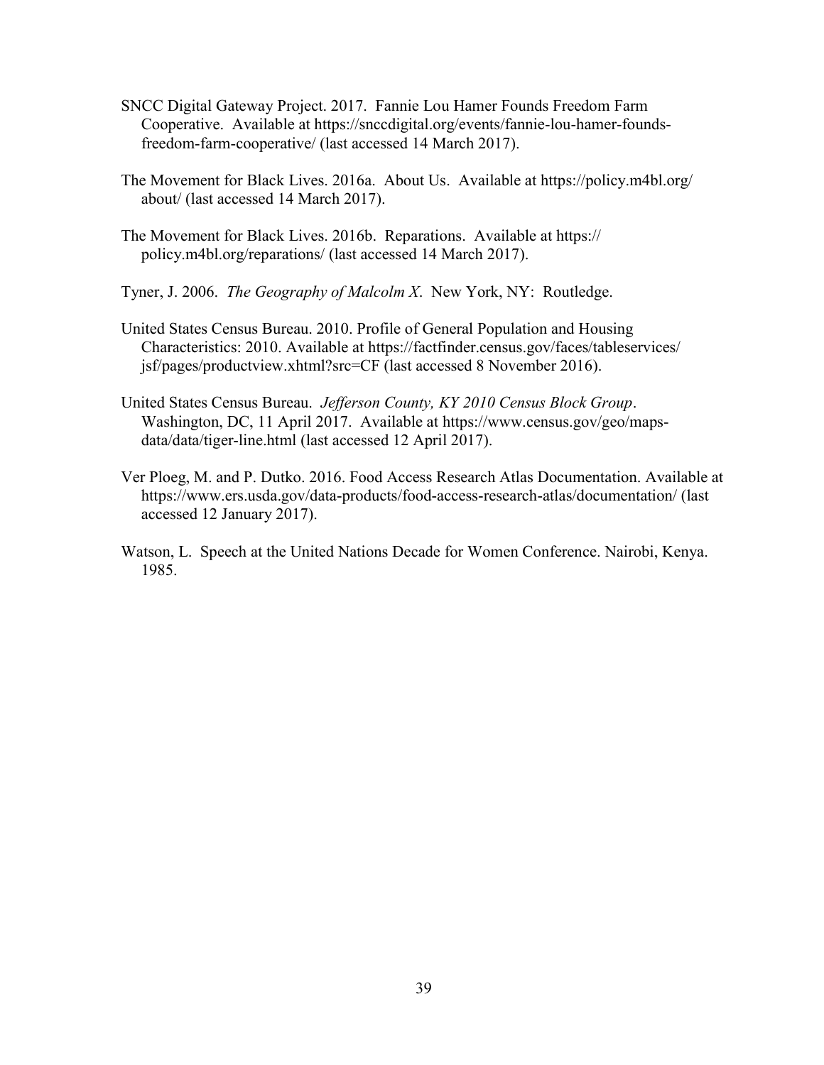SNCC Digital Gateway Project. 2017. Fannie Lou Hamer Founds Freedom Farm Cooperative. Available at https://snccdigital.org/events/fannie-lou-hamer-founds-freedom-farm-cooperative/ (last accessed 14 March 2017).

The Movement for Black Lives. 2016a. About Us. Available at https://policy.m4bl.org/about/ (last accessed 14 March 2017).

The Movement for Black Lives. 2016b. Reparations. Available at https://policy.m4bl.org/reparations/ (last accessed 14 March 2017).

Tyner, J. 2006. *The Geography of Malcolm X*. New York, NY: Routledge.

United States Census Bureau. 2010. Profile of General Population and Housing Characteristics: 2010. Available at https://factfinder.census.gov/faces/tableservices/jsf/pages/productview.xhtml?src=CF (last accessed 8 November 2016).

United States Census Bureau. *Jefferson County, KY 2010 Census Block Group*. Washington, DC, 11 April 2017. Available at https://www.census.gov/geo/maps-data/data/tiger-line.html (last accessed 12 April 2017).

Ver Ploeg, M. and P. Dutko. 2016. Food Access Research Atlas Documentation. Available at https://www.ers.usda.gov/data-products/food-access-research-atlas/documentation/ (last accessed 12 January 2017).

Watson, L. Speech at the United Nations Decade for Women Conference. Nairobi, Kenya. 1985.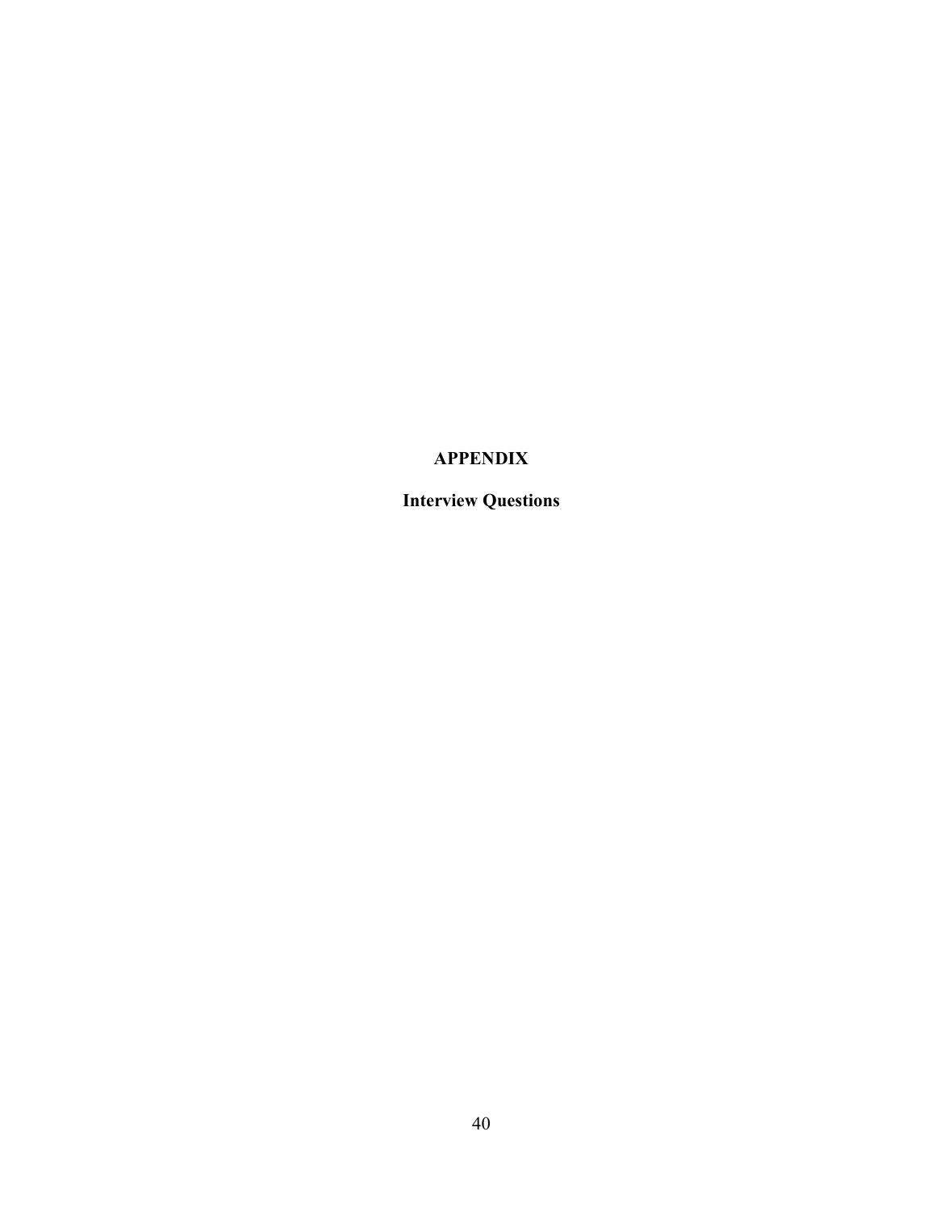# APPENDIX

## Interview Questions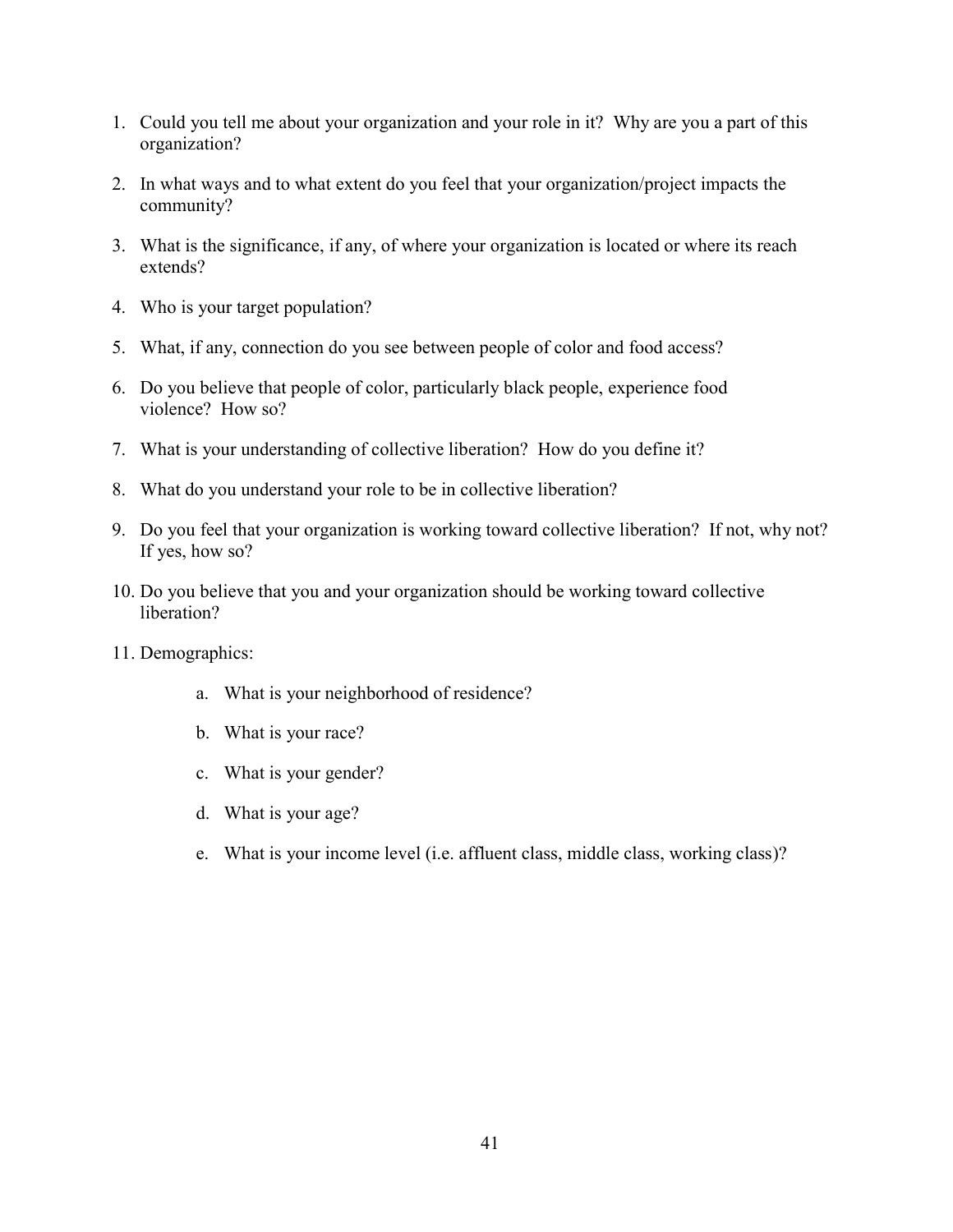1. Could you tell me about your organization and your role in it? Why are you a part of this organization?

2. In what ways and to what extent do you feel that your organization/project impacts the community?

3. What is the significance, if any, of where your organization is located or where its reach extends?

4. Who is your target population?

5. What, if any, connection do you see between people of color and food access?

6. Do you believe that people of color, particularly black people, experience food violence? How so?

7. What is your understanding of collective liberation? How do you define it?

8. What do you understand your role to be in collective liberation?

9. Do you feel that your organization is working toward collective liberation? If not, why not? If yes, how so?

10. Do you believe that you and your organization should be working toward collective liberation?

11. Demographics:

    a. What is your neighborhood of residence?

    b. What is your race?

    c. What is your gender?

    d. What is your age?

    e. What is your income level (i.e. affluent class, middle class, working class)?